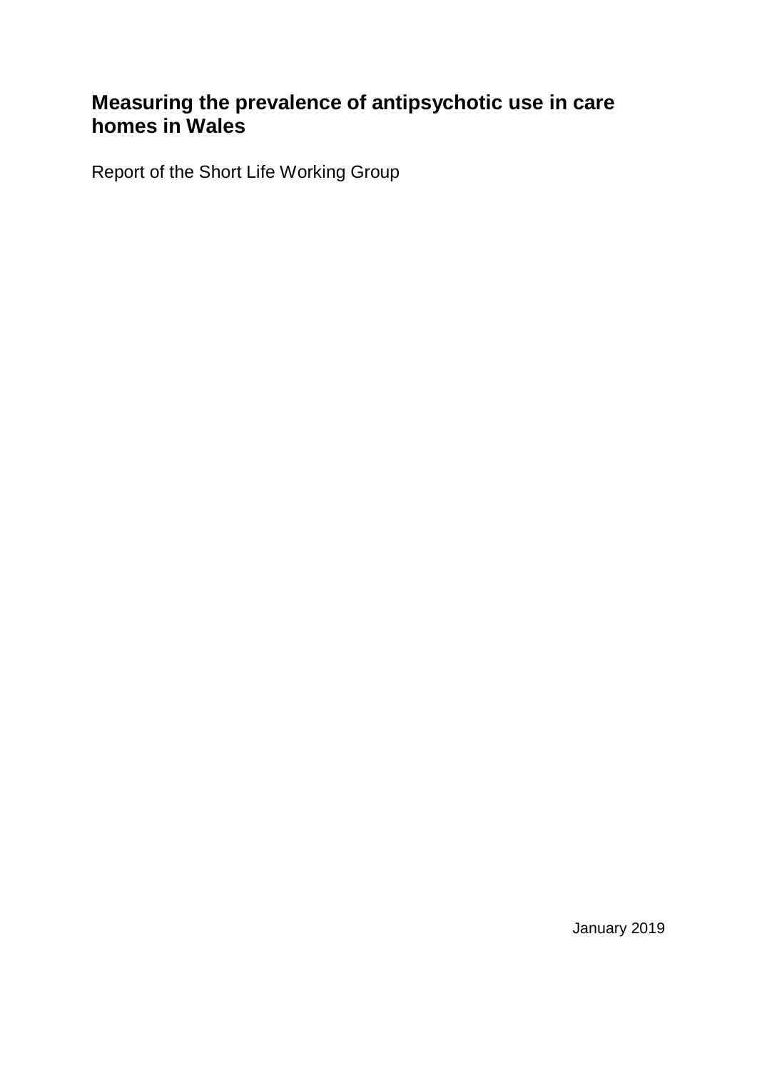# Measuring the prevalence of antipsychotic use in care homes in Wales

Report of the Short Life Working Group

January 2019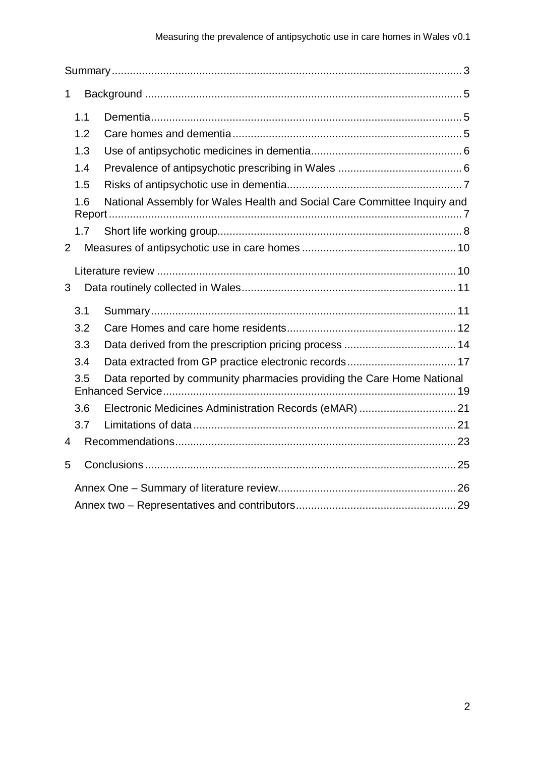Summary ........................................................................................................ 3

1 Background ........................................................................................................ 5

  1.1 Dementia ........................................................................................................ 5

  1.2 Care homes and dementia ........................................................................................................ 5

  1.3 Use of antipsychotic medicines in dementia ........................................................................................................ 6

  1.4 Prevalence of antipsychotic prescribing in Wales ........................................................................................................ 6

  1.5 Risks of antipsychotic use in dementia ........................................................................................................ 7

  1.6 National Assembly for Wales Health and Social Care Committee Inquiry and Report ........................................................................................................ 7

  1.7 Short life working group ........................................................................................................ 8

2 Measures of antipsychotic use in care homes ........................................................................................................ 10

  Literature review ........................................................................................................ 10

3 Data routinely collected in Wales ........................................................................................................ 11

  3.1 Summary ........................................................................................................ 11

  3.2 Care Homes and care home residents ........................................................................................................ 12

  3.3 Data derived from the prescription pricing process ........................................................................................................ 14

  3.4 Data extracted from GP practice electronic records ........................................................................................................ 17

  3.5 Data reported by community pharmacies providing the Care Home National Enhanced Service ........................................................................................................ 19

  3.6 Electronic Medicines Administration Records (eMAR) ........................................................................................................ 21

  3.7 Limitations of data ........................................................................................................ 21

4 Recommendations ........................................................................................................ 23

5 Conclusions ........................................................................................................ 25

  Annex One – Summary of literature review ........................................................................................................ 26

  Annex two – Representatives and contributors ........................................................................................................ 29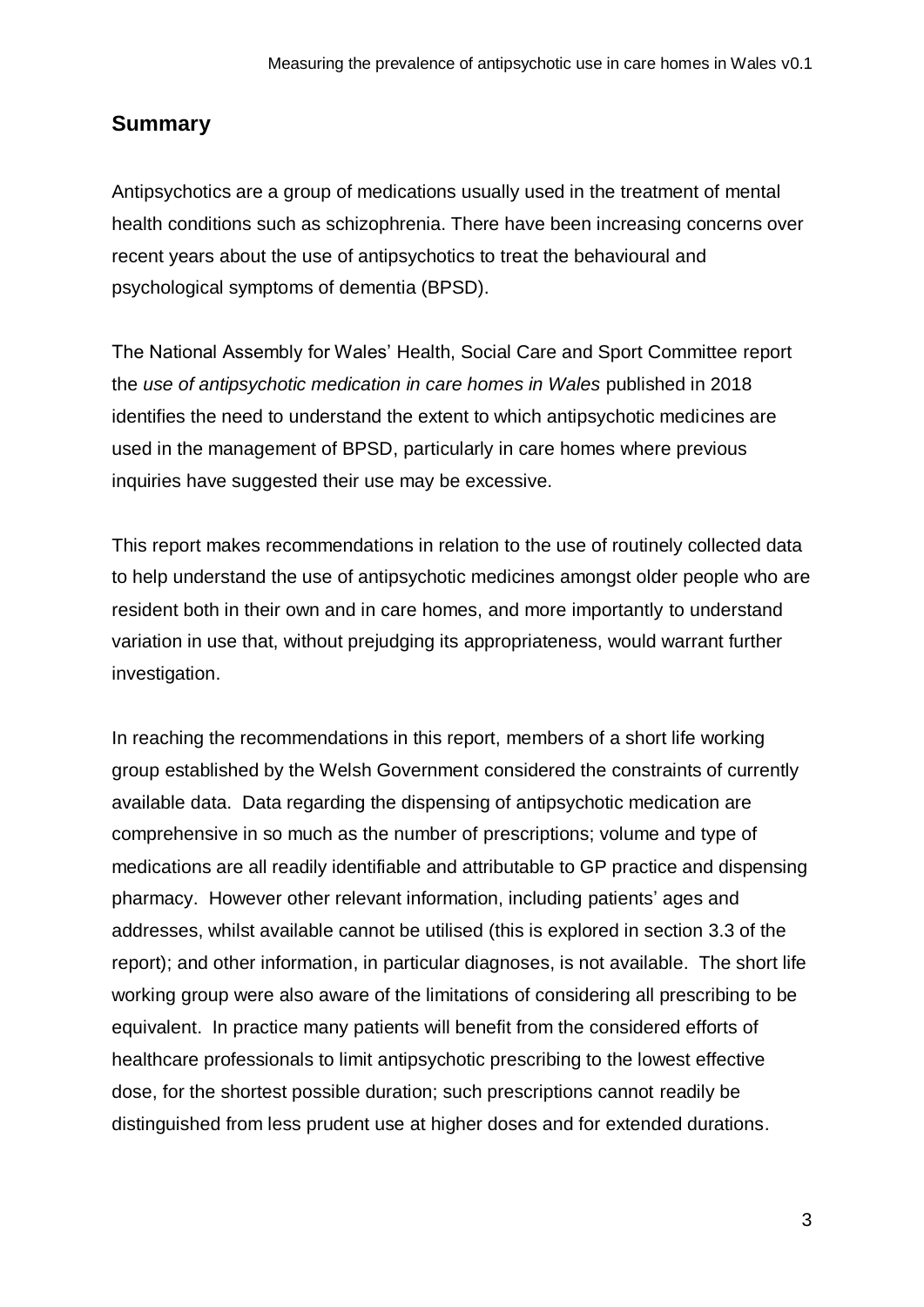## Summary

Antipsychotics are a group of medications usually used in the treatment of mental health conditions such as schizophrenia. There have been increasing concerns over recent years about the use of antipsychotics to treat the behavioural and psychological symptoms of dementia (BPSD).

The National Assembly for Wales' Health, Social Care and Sport Committee report the *use of antipsychotic medication in care homes in Wales* published in 2018 identifies the need to understand the extent to which antipsychotic medicines are used in the management of BPSD, particularly in care homes where previous inquiries have suggested their use may be excessive.

This report makes recommendations in relation to the use of routinely collected data to help understand the use of antipsychotic medicines amongst older people who are resident both in their own and in care homes, and more importantly to understand variation in use that, without prejudging its appropriateness, would warrant further investigation.

In reaching the recommendations in this report, members of a short life working group established by the Welsh Government considered the constraints of currently available data. Data regarding the dispensing of antipsychotic medication are comprehensive in so much as the number of prescriptions; volume and type of medications are all readily identifiable and attributable to GP practice and dispensing pharmacy. However other relevant information, including patients' ages and addresses, whilst available cannot be utilised (this is explored in section 3.3 of the report); and other information, in particular diagnoses, is not available. The short life working group were also aware of the limitations of considering all prescribing to be equivalent. In practice many patients will benefit from the considered efforts of healthcare professionals to limit antipsychotic prescribing to the lowest effective dose, for the shortest possible duration; such prescriptions cannot readily be distinguished from less prudent use at higher doses and for extended durations.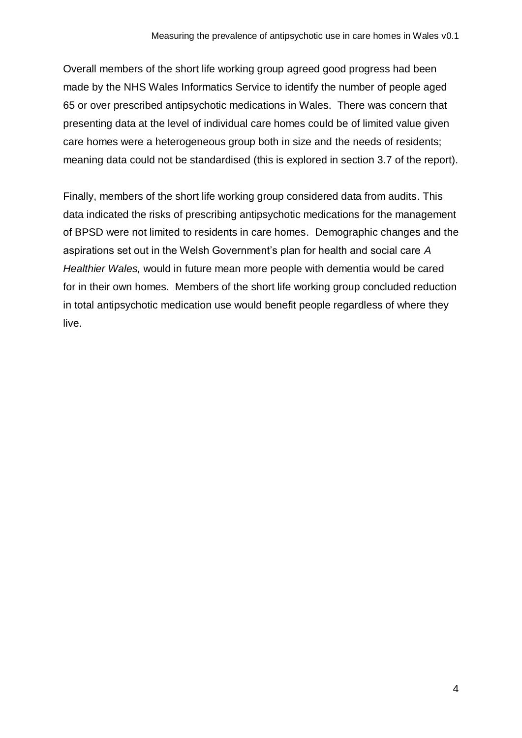Overall members of the short life working group agreed good progress had been made by the NHS Wales Informatics Service to identify the number of people aged 65 or over prescribed antipsychotic medications in Wales. There was concern that presenting data at the level of individual care homes could be of limited value given care homes were a heterogeneous group both in size and the needs of residents; meaning data could not be standardised (this is explored in section 3.7 of the report).

Finally, members of the short life working group considered data from audits. This data indicated the risks of prescribing antipsychotic medications for the management of BPSD were not limited to residents in care homes. Demographic changes and the aspirations set out in the Welsh Government's plan for health and social care *A Healthier Wales,* would in future mean more people with dementia would be cared for in their own homes. Members of the short life working group concluded reduction in total antipsychotic medication use would benefit people regardless of where they live.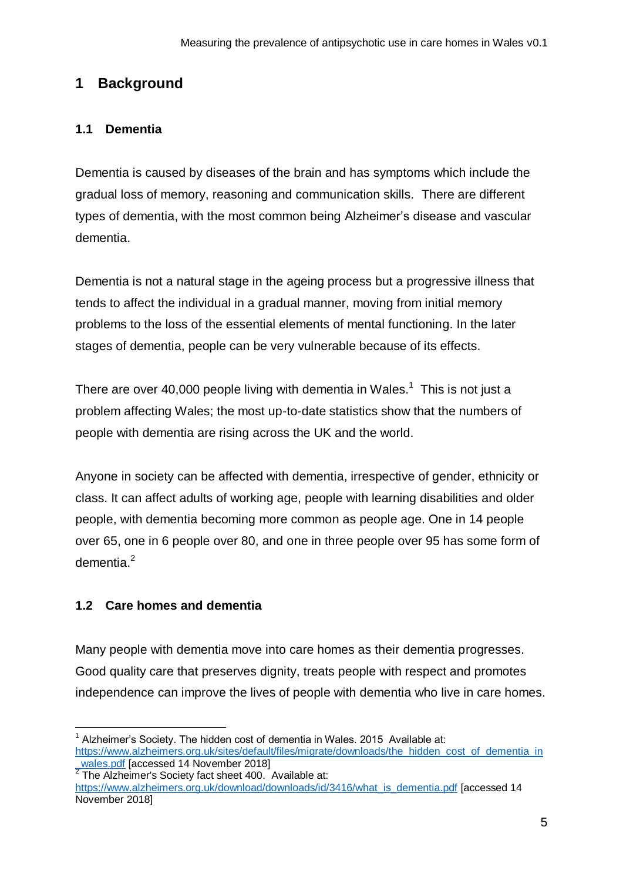# 1 Background

## 1.1 Dementia

Dementia is caused by diseases of the brain and has symptoms which include the gradual loss of memory, reasoning and communication skills. There are different types of dementia, with the most common being Alzheimer's disease and vascular dementia.

Dementia is not a natural stage in the ageing process but a progressive illness that tends to affect the individual in a gradual manner, moving from initial memory problems to the loss of the essential elements of mental functioning. In the later stages of dementia, people can be very vulnerable because of its effects.

There are over 40,000 people living with dementia in Wales.[1] This is not just a problem affecting Wales; the most up-to-date statistics show that the numbers of people with dementia are rising across the UK and the world.

Anyone in society can be affected with dementia, irrespective of gender, ethnicity or class. It can affect adults of working age, people with learning disabilities and older people, with dementia becoming more common as people age. One in 14 people over 65, one in 6 people over 80, and one in three people over 95 has some form of dementia.[2]

## 1.2 Care homes and dementia

Many people with dementia move into care homes as their dementia progresses. Good quality care that preserves dignity, treats people with respect and promotes independence can improve the lives of people with dementia who live in care homes.

---

[1] Alzheimer's Society. The hidden cost of dementia in Wales. 2015 Available at: https://www.alzheimers.org.uk/sites/default/files/migrate/downloads/the_hidden_cost_of_dementia_in_wales.pdf [accessed 14 November 2018]

[2] The Alzheimer's Society fact sheet 400. Available at: https://www.alzheimers.org.uk/download/downloads/id/3416/what_is_dementia.pdf [accessed 14 November 2018]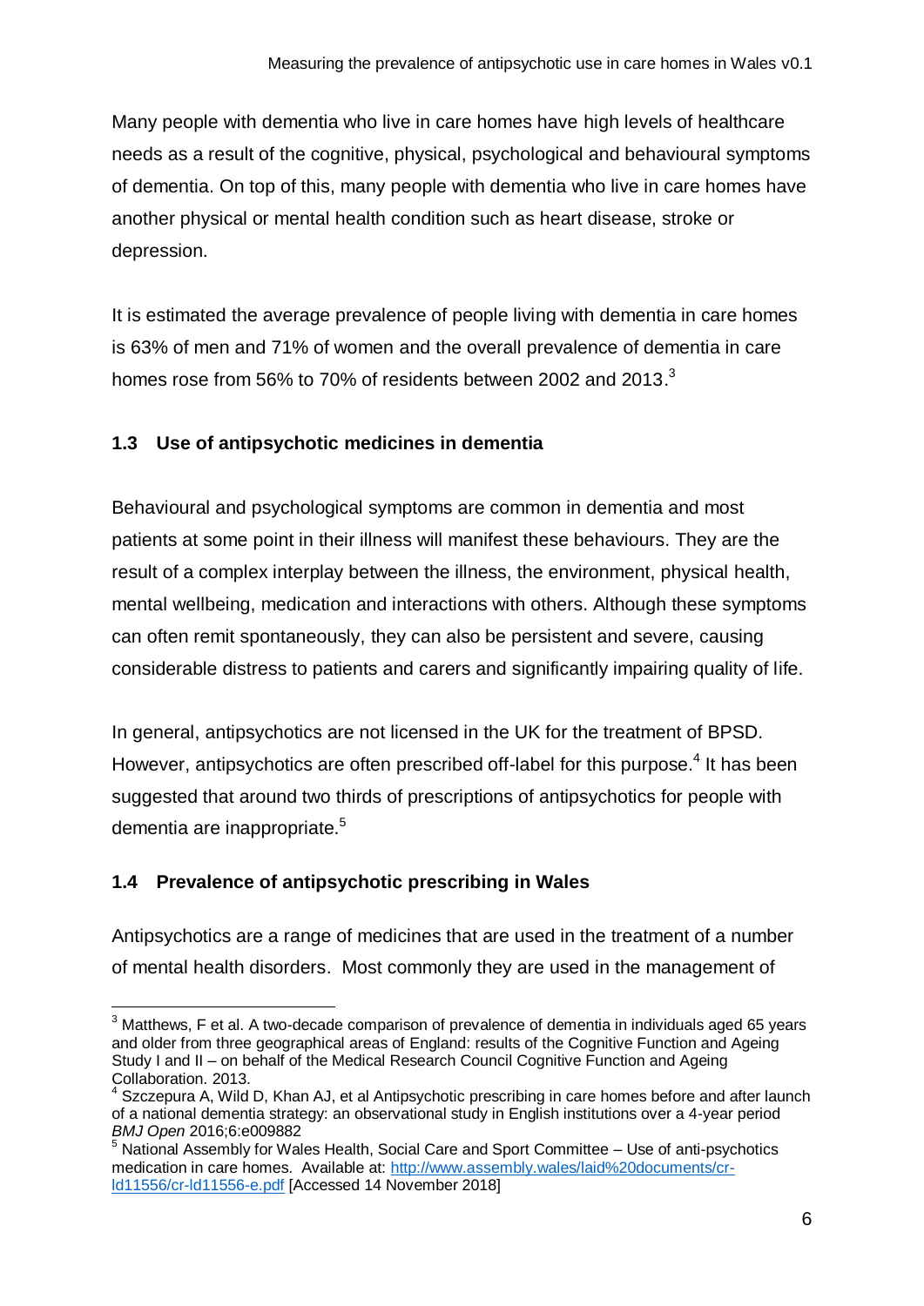Many people with dementia who live in care homes have high levels of healthcare needs as a result of the cognitive, physical, psychological and behavioural symptoms of dementia. On top of this, many people with dementia who live in care homes have another physical or mental health condition such as heart disease, stroke or depression.

It is estimated the average prevalence of people living with dementia in care homes is 63% of men and 71% of women and the overall prevalence of dementia in care homes rose from 56% to 70% of residents between 2002 and 2013.[3]

### 1.3 Use of antipsychotic medicines in dementia

Behavioural and psychological symptoms are common in dementia and most patients at some point in their illness will manifest these behaviours. They are the result of a complex interplay between the illness, the environment, physical health, mental wellbeing, medication and interactions with others. Although these symptoms can often remit spontaneously, they can also be persistent and severe, causing considerable distress to patients and carers and significantly impairing quality of life.

In general, antipsychotics are not licensed in the UK for the treatment of BPSD. However, antipsychotics are often prescribed off-label for this purpose.[4] It has been suggested that around two thirds of prescriptions of antipsychotics for people with dementia are inappropriate.[5]

### 1.4 Prevalence of antipsychotic prescribing in Wales

Antipsychotics are a range of medicines that are used in the treatment of a number of mental health disorders. Most commonly they are used in the management of

---

[3] Matthews, F et al. A two-decade comparison of prevalence of dementia in individuals aged 65 years and older from three geographical areas of England: results of the Cognitive Function and Ageing Study I and II – on behalf of the Medical Research Council Cognitive Function and Ageing Collaboration. 2013.

[4] Szczepura A, Wild D, Khan AJ, et al Antipsychotic prescribing in care homes before and after launch of a national dementia strategy: an observational study in English institutions over a 4-year period *BMJ Open* 2016;6:e009882

[5] National Assembly for Wales Health, Social Care and Sport Committee – Use of anti-psychotics medication in care homes. Available at: [http://www.assembly.wales/laid%20documents/cr-ld11556/cr-ld11556-e.pdf](http://www.assembly.wales/laid%20documents/cr-ld11556/cr-ld11556-e.pdf) [Accessed 14 November 2018]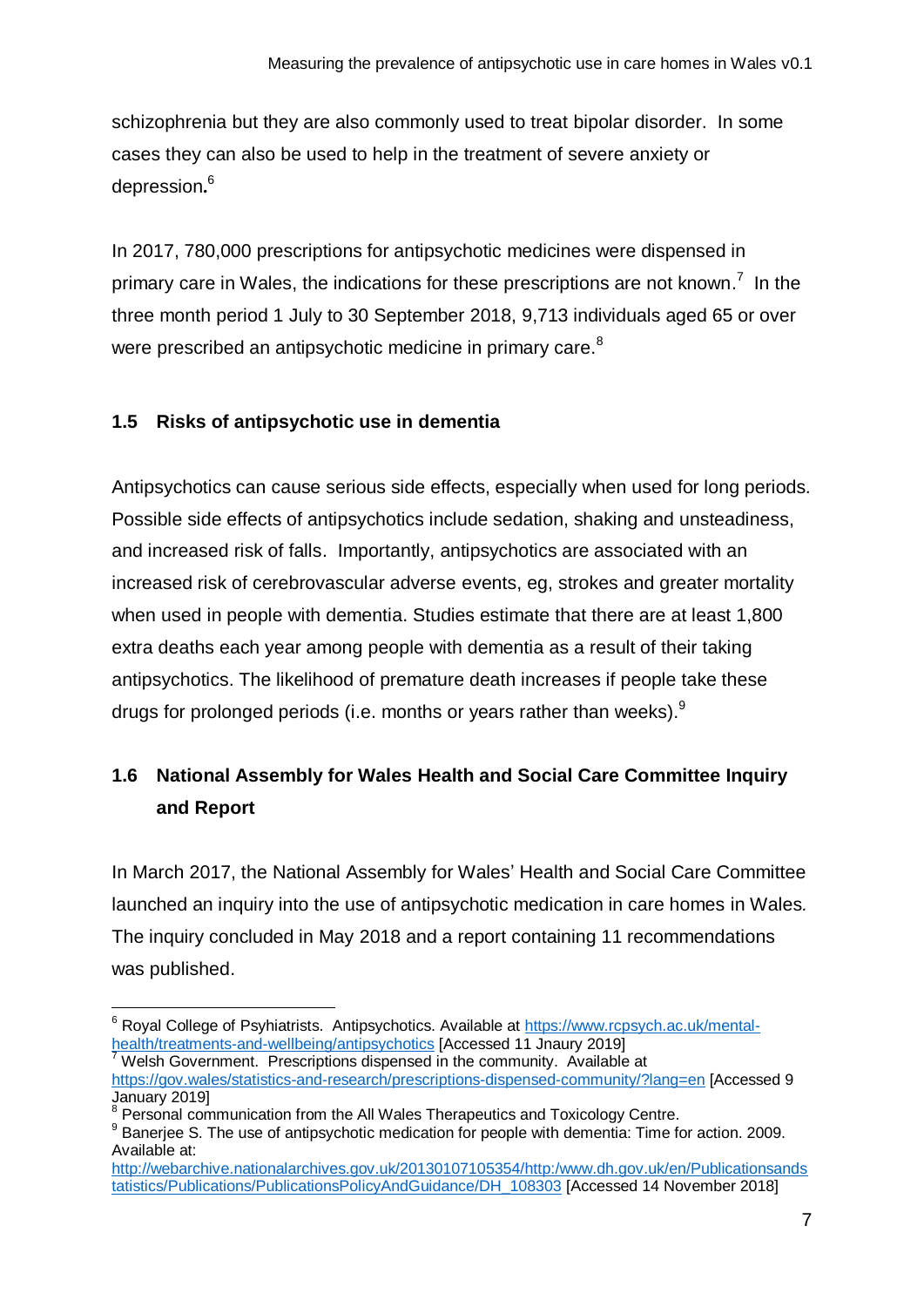schizophrenia but they are also commonly used to treat bipolar disorder. In some cases they can also be used to help in the treatment of severe anxiety or depression**.**[6]

In 2017, 780,000 prescriptions for antipsychotic medicines were dispensed in primary care in Wales, the indications for these prescriptions are not known.[7] In the three month period 1 July to 30 September 2018, 9,713 individuals aged 65 or over were prescribed an antipsychotic medicine in primary care.[8]

### 1.5 Risks of antipsychotic use in dementia

Antipsychotics can cause serious side effects, especially when used for long periods. Possible side effects of antipsychotics include sedation, shaking and unsteadiness, and increased risk of falls. Importantly, antipsychotics are associated with an increased risk of cerebrovascular adverse events, eg, strokes and greater mortality when used in people with dementia. Studies estimate that there are at least 1,800 extra deaths each year among people with dementia as a result of their taking antipsychotics. The likelihood of premature death increases if people take these drugs for prolonged periods (i.e. months or years rather than weeks).[9]

### 1.6 National Assembly for Wales Health and Social Care Committee Inquiry and Report

In March 2017, the National Assembly for Wales' Health and Social Care Committee launched an inquiry into the use of antipsychotic medication in care homes in Wales. The inquiry concluded in May 2018 and a report containing 11 recommendations was published.

---

[6] Royal College of Psyhiatrists. Antipsychotics. Available at https://www.rcpsych.ac.uk/mental-health/treatments-and-wellbeing/antipsychotics [Accessed 11 Jnaury 2019]

[7] Welsh Government. Prescriptions dispensed in the community. Available at https://gov.wales/statistics-and-research/prescriptions-dispensed-community/?lang=en [Accessed 9 January 2019]

[8] Personal communication from the All Wales Therapeutics and Toxicology Centre.

[9] Banerjee S. The use of antipsychotic medication for people with dementia: Time for action. 2009. Available at: http://webarchive.nationalarchives.gov.uk/20130107105354/http:/www.dh.gov.uk/en/Publicationsandstatistics/Publications/PublicationsPolicyAndGuidance/DH_108303 [Accessed 14 November 2018]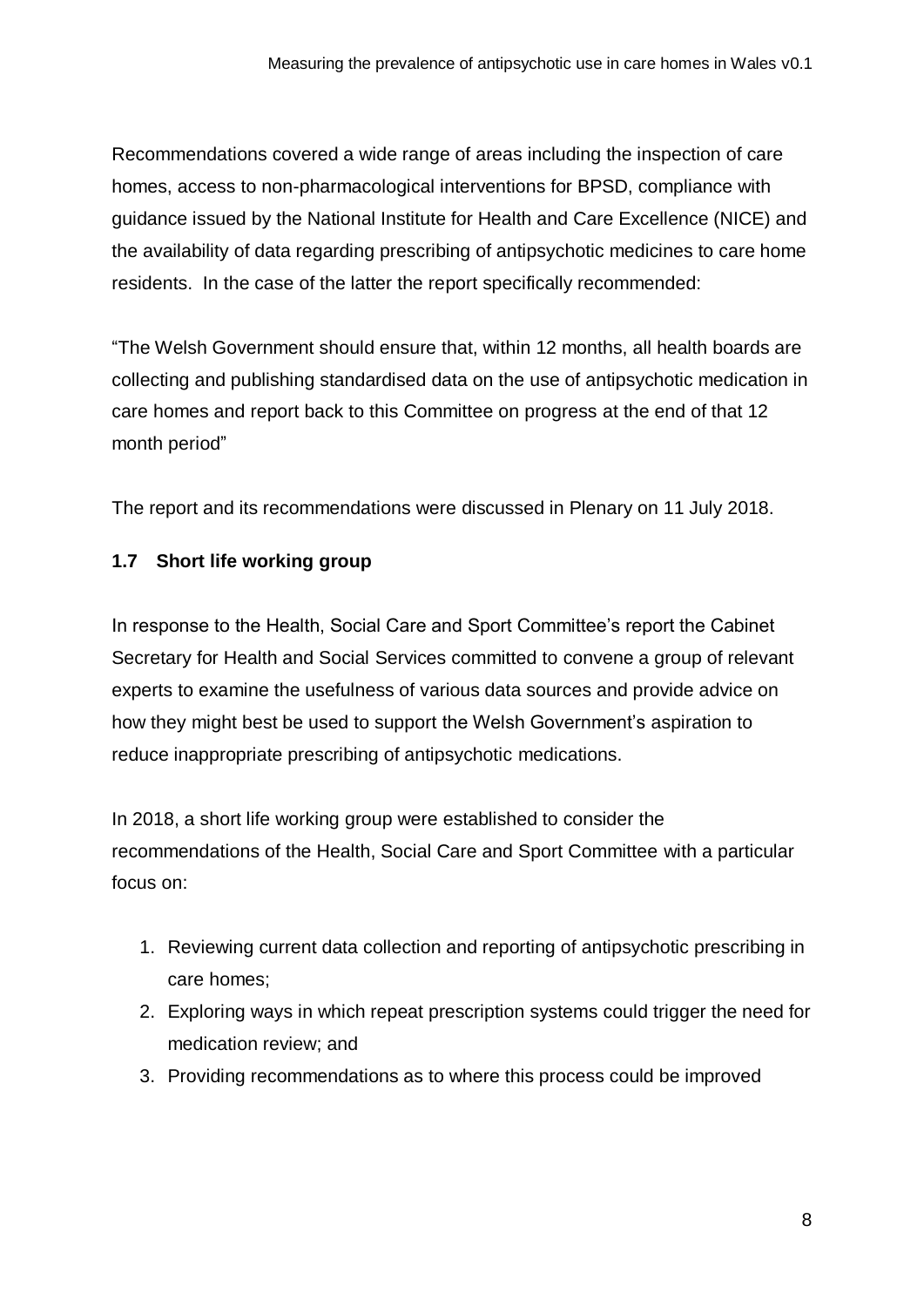Recommendations covered a wide range of areas including the inspection of care homes, access to non-pharmacological interventions for BPSD, compliance with guidance issued by the National Institute for Health and Care Excellence (NICE) and the availability of data regarding prescribing of antipsychotic medicines to care home residents. In the case of the latter the report specifically recommended:

"The Welsh Government should ensure that, within 12 months, all health boards are collecting and publishing standardised data on the use of antipsychotic medication in care homes and report back to this Committee on progress at the end of that 12 month period"

The report and its recommendations were discussed in Plenary on 11 July 2018.

### 1.7 Short life working group

In response to the Health, Social Care and Sport Committee's report the Cabinet Secretary for Health and Social Services committed to convene a group of relevant experts to examine the usefulness of various data sources and provide advice on how they might best be used to support the Welsh Government's aspiration to reduce inappropriate prescribing of antipsychotic medications.

In 2018, a short life working group were established to consider the recommendations of the Health, Social Care and Sport Committee with a particular focus on:

1. Reviewing current data collection and reporting of antipsychotic prescribing in care homes;
2. Exploring ways in which repeat prescription systems could trigger the need for medication review; and
3. Providing recommendations as to where this process could be improved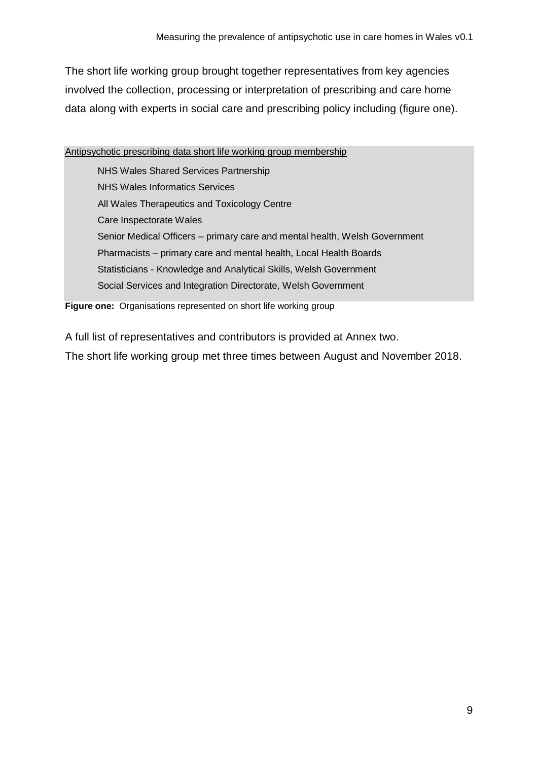The short life working group brought together representatives from key agencies involved the collection, processing or interpretation of prescribing and care home data along with experts in social care and prescribing policy including (figure one).

Antipsychotic prescribing data short life working group membership

- NHS Wales Shared Services Partnership
- NHS Wales Informatics Services
- All Wales Therapeutics and Toxicology Centre
- Care Inspectorate Wales
- Senior Medical Officers – primary care and mental health, Welsh Government
- Pharmacists – primary care and mental health, Local Health Boards
- Statisticians - Knowledge and Analytical Skills, Welsh Government
- Social Services and Integration Directorate, Welsh Government

**Figure one:** Organisations represented on short life working group

A full list of representatives and contributors is provided at Annex two.

The short life working group met three times between August and November 2018.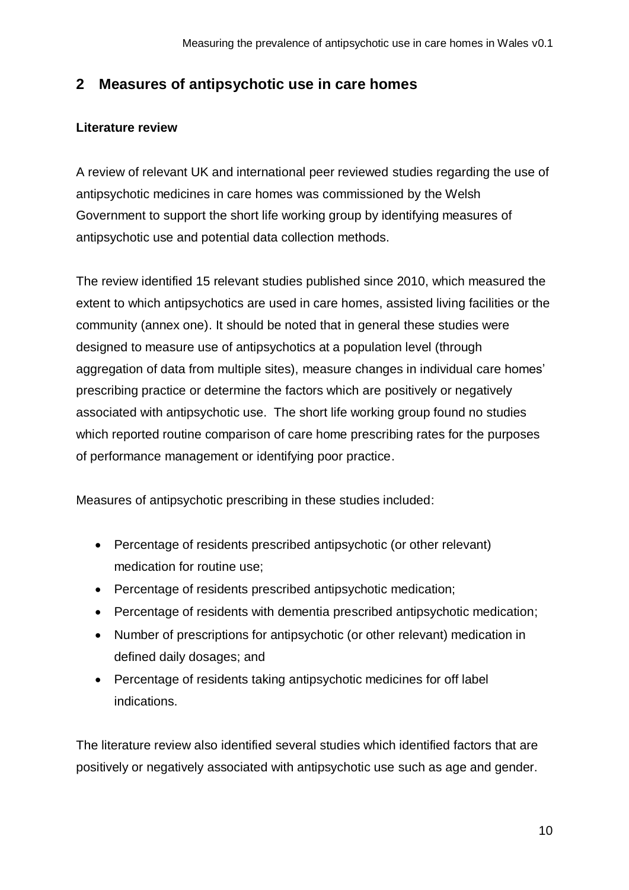## 2 Measures of antipsychotic use in care homes

### Literature review

A review of relevant UK and international peer reviewed studies regarding the use of antipsychotic medicines in care homes was commissioned by the Welsh Government to support the short life working group by identifying measures of antipsychotic use and potential data collection methods.

The review identified 15 relevant studies published since 2010, which measured the extent to which antipsychotics are used in care homes, assisted living facilities or the community (annex one). It should be noted that in general these studies were designed to measure use of antipsychotics at a population level (through aggregation of data from multiple sites), measure changes in individual care homes' prescribing practice or determine the factors which are positively or negatively associated with antipsychotic use. The short life working group found no studies which reported routine comparison of care home prescribing rates for the purposes of performance management or identifying poor practice.

Measures of antipsychotic prescribing in these studies included:

- Percentage of residents prescribed antipsychotic (or other relevant) medication for routine use;
- Percentage of residents prescribed antipsychotic medication;
- Percentage of residents with dementia prescribed antipsychotic medication;
- Number of prescriptions for antipsychotic (or other relevant) medication in defined daily dosages; and
- Percentage of residents taking antipsychotic medicines for off label indications.

The literature review also identified several studies which identified factors that are positively or negatively associated with antipsychotic use such as age and gender.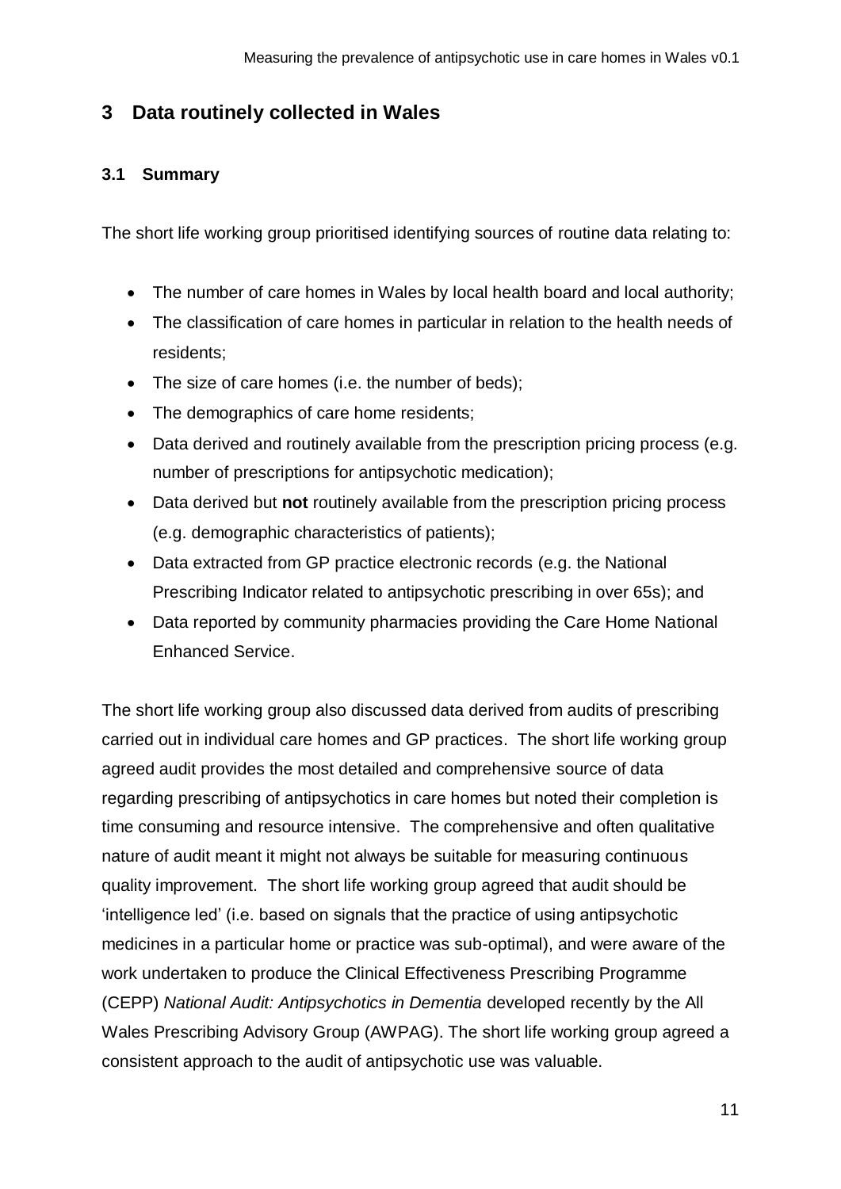# 3 Data routinely collected in Wales

## 3.1 Summary

The short life working group prioritised identifying sources of routine data relating to:

- The number of care homes in Wales by local health board and local authority;
- The classification of care homes in particular in relation to the health needs of residents;
- The size of care homes (i.e. the number of beds);
- The demographics of care home residents;
- Data derived and routinely available from the prescription pricing process (e.g. number of prescriptions for antipsychotic medication);
- Data derived but **not** routinely available from the prescription pricing process (e.g. demographic characteristics of patients);
- Data extracted from GP practice electronic records (e.g. the National Prescribing Indicator related to antipsychotic prescribing in over 65s); and
- Data reported by community pharmacies providing the Care Home National Enhanced Service.

The short life working group also discussed data derived from audits of prescribing carried out in individual care homes and GP practices. The short life working group agreed audit provides the most detailed and comprehensive source of data regarding prescribing of antipsychotics in care homes but noted their completion is time consuming and resource intensive. The comprehensive and often qualitative nature of audit meant it might not always be suitable for measuring continuous quality improvement. The short life working group agreed that audit should be 'intelligence led' (i.e. based on signals that the practice of using antipsychotic medicines in a particular home or practice was sub-optimal), and were aware of the work undertaken to produce the Clinical Effectiveness Prescribing Programme (CEPP) *National Audit: Antipsychotics in Dementia* developed recently by the All Wales Prescribing Advisory Group (AWPAG). The short life working group agreed a consistent approach to the audit of antipsychotic use was valuable.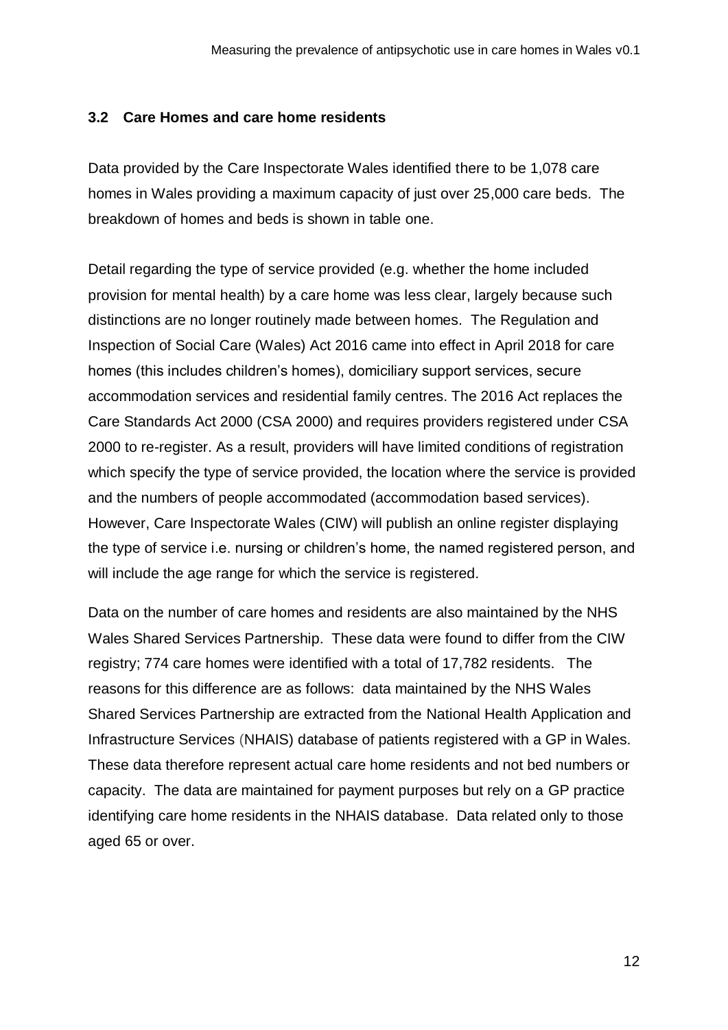### 3.2 Care Homes and care home residents

Data provided by the Care Inspectorate Wales identified there to be 1,078 care homes in Wales providing a maximum capacity of just over 25,000 care beds. The breakdown of homes and beds is shown in table one.

Detail regarding the type of service provided (e.g. whether the home included provision for mental health) by a care home was less clear, largely because such distinctions are no longer routinely made between homes. The Regulation and Inspection of Social Care (Wales) Act 2016 came into effect in April 2018 for care homes (this includes children's homes), domiciliary support services, secure accommodation services and residential family centres. The 2016 Act replaces the Care Standards Act 2000 (CSA 2000) and requires providers registered under CSA 2000 to re-register. As a result, providers will have limited conditions of registration which specify the type of service provided, the location where the service is provided and the numbers of people accommodated (accommodation based services). However, Care Inspectorate Wales (CIW) will publish an online register displaying the type of service i.e. nursing or children's home, the named registered person, and will include the age range for which the service is registered.

Data on the number of care homes and residents are also maintained by the NHS Wales Shared Services Partnership. These data were found to differ from the CIW registry; 774 care homes were identified with a total of 17,782 residents. The reasons for this difference are as follows: data maintained by the NHS Wales Shared Services Partnership are extracted from the National Health Application and Infrastructure Services (NHAIS) database of patients registered with a GP in Wales. These data therefore represent actual care home residents and not bed numbers or capacity. The data are maintained for payment purposes but rely on a GP practice identifying care home residents in the NHAIS database. Data related only to those aged 65 or over.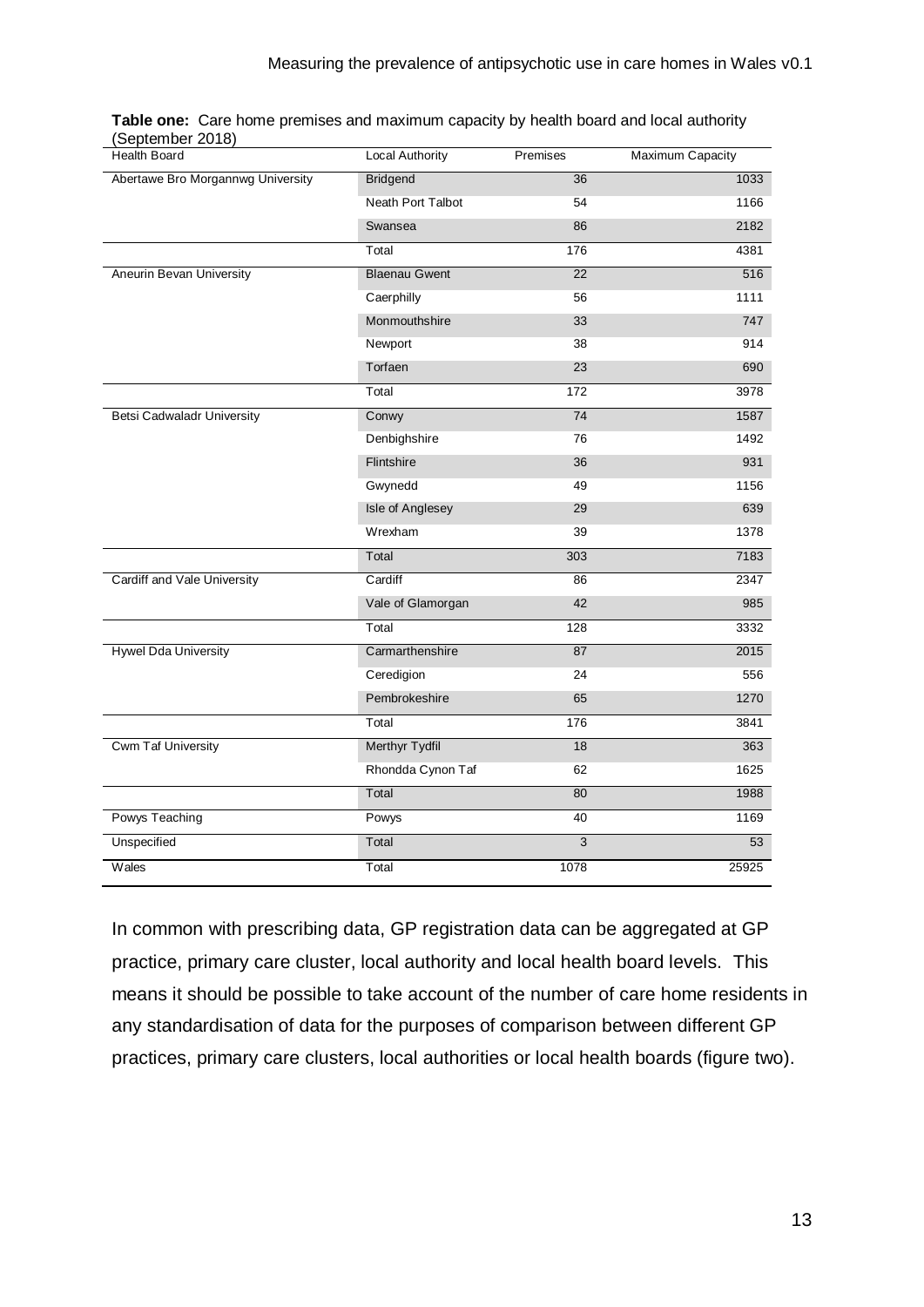**Table one:** Care home premises and maximum capacity by health board and local authority (September 2018)

| Health Board | Local Authority | Premises | Maximum Capacity |
|---|---|---|---|
| Abertawe Bro Morgannwg University | Bridgend | 36 | 1033 |
| | Neath Port Talbot | 54 | 1166 |
| | Swansea | 86 | 2182 |
| | Total | 176 | 4381 |
| Aneurin Bevan University | Blaenau Gwent | 22 | 516 |
| | Caerphilly | 56 | 1111 |
| | Monmouthshire | 33 | 747 |
| | Newport | 38 | 914 |
| | Torfaen | 23 | 690 |
| | Total | 172 | 3978 |
| Betsi Cadwaladr University | Conwy | 74 | 1587 |
| | Denbighshire | 76 | 1492 |
| | Flintshire | 36 | 931 |
| | Gwynedd | 49 | 1156 |
| | Isle of Anglesey | 29 | 639 |
| | Wrexham | 39 | 1378 |
| | Total | 303 | 7183 |
| Cardiff and Vale University | Cardiff | 86 | 2347 |
| | Vale of Glamorgan | 42 | 985 |
| | Total | 128 | 3332 |
| Hywel Dda University | Carmarthenshire | 87 | 2015 |
| | Ceredigion | 24 | 556 |
| | Pembrokeshire | 65 | 1270 |
| | Total | 176 | 3841 |
| Cwm Taf University | Merthyr Tydfil | 18 | 363 |
| | Rhondda Cynon Taf | 62 | 1625 |
| | Total | 80 | 1988 |
| Powys Teaching | Powys | 40 | 1169 |
| Unspecified | Total | 3 | 53 |
| Wales | Total | 1078 | 25925 |

In common with prescribing data, GP registration data can be aggregated at GP practice, primary care cluster, local authority and local health board levels. This means it should be possible to take account of the number of care home residents in any standardisation of data for the purposes of comparison between different GP practices, primary care clusters, local authorities or local health boards (figure two).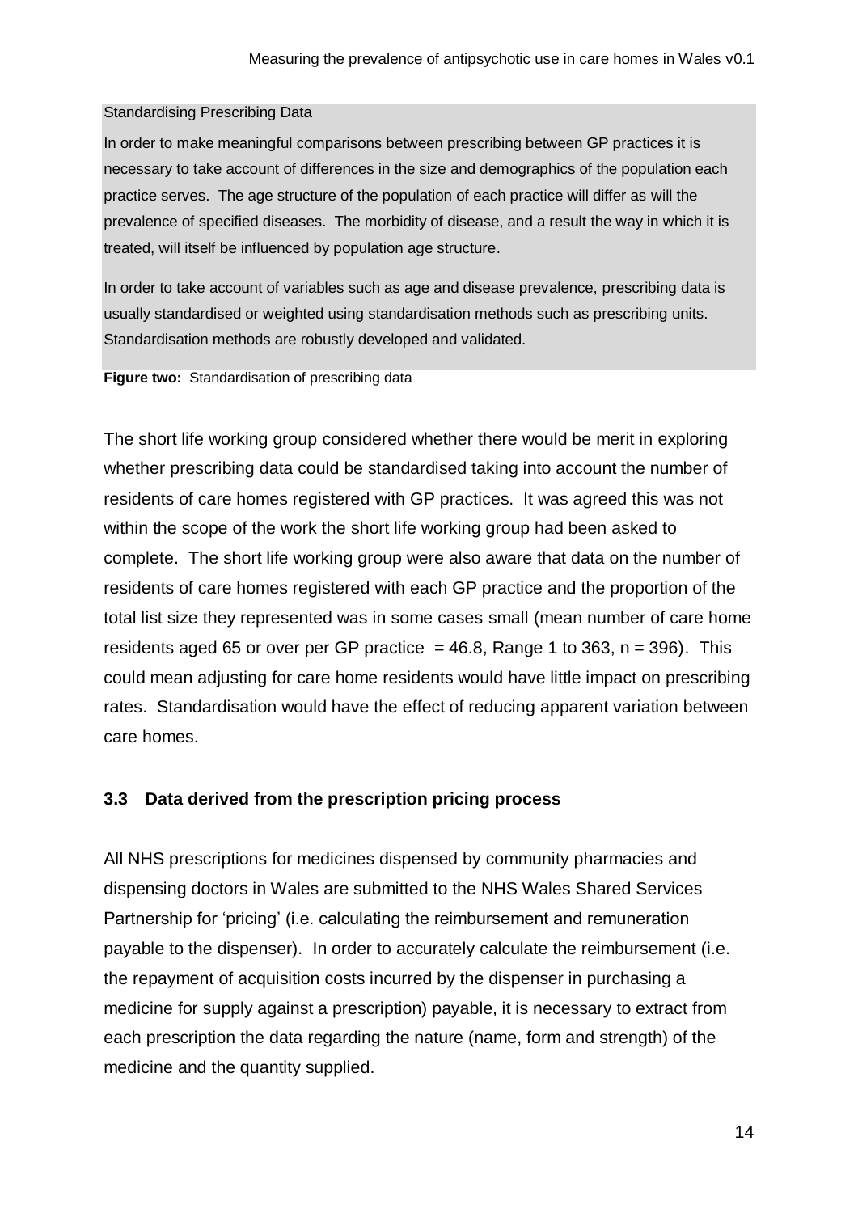Standardising Prescribing Data

In order to make meaningful comparisons between prescribing between GP practices it is necessary to take account of differences in the size and demographics of the population each practice serves. The age structure of the population of each practice will differ as will the prevalence of specified diseases. The morbidity of disease, and a result the way in which it is treated, will itself be influenced by population age structure.

In order to take account of variables such as age and disease prevalence, prescribing data is usually standardised or weighted using standardisation methods such as prescribing units. Standardisation methods are robustly developed and validated.

**Figure two:** Standardisation of prescribing data

The short life working group considered whether there would be merit in exploring whether prescribing data could be standardised taking into account the number of residents of care homes registered with GP practices. It was agreed this was not within the scope of the work the short life working group had been asked to complete. The short life working group were also aware that data on the number of residents of care homes registered with each GP practice and the proportion of the total list size they represented was in some cases small (mean number of care home residents aged 65 or over per GP practice = 46.8, Range 1 to 363, n = 396). This could mean adjusting for care home residents would have little impact on prescribing rates. Standardisation would have the effect of reducing apparent variation between care homes.

### 3.3 Data derived from the prescription pricing process

All NHS prescriptions for medicines dispensed by community pharmacies and dispensing doctors in Wales are submitted to the NHS Wales Shared Services Partnership for 'pricing' (i.e. calculating the reimbursement and remuneration payable to the dispenser). In order to accurately calculate the reimbursement (i.e. the repayment of acquisition costs incurred by the dispenser in purchasing a medicine for supply against a prescription) payable, it is necessary to extract from each prescription the data regarding the nature (name, form and strength) of the medicine and the quantity supplied.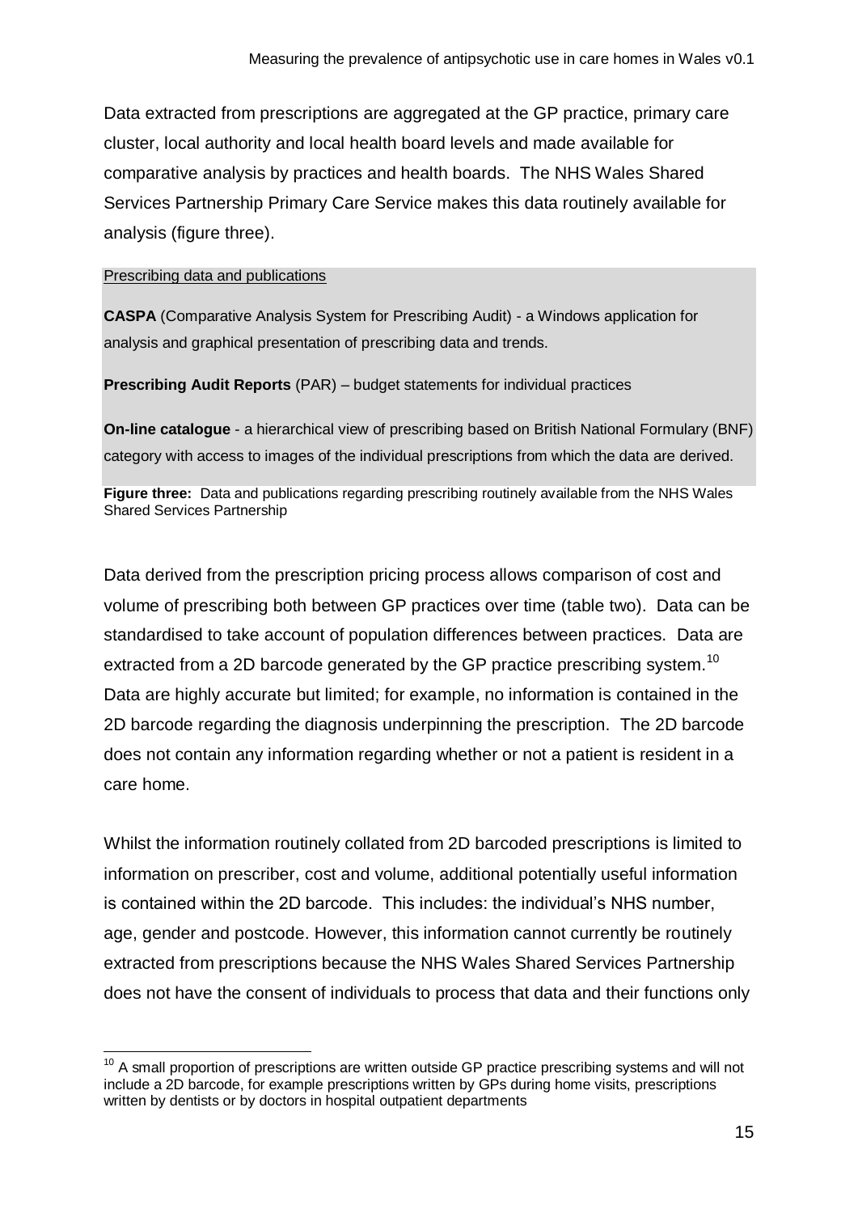Data extracted from prescriptions are aggregated at the GP practice, primary care cluster, local authority and local health board levels and made available for comparative analysis by practices and health boards. The NHS Wales Shared Services Partnership Primary Care Service makes this data routinely available for analysis (figure three).

Prescribing data and publications

**CASPA** (Comparative Analysis System for Prescribing Audit) - a Windows application for analysis and graphical presentation of prescribing data and trends.

**Prescribing Audit Reports** (PAR) – budget statements for individual practices

**On-line catalogue** - a hierarchical view of prescribing based on British National Formulary (BNF) category with access to images of the individual prescriptions from which the data are derived.

**Figure three:** Data and publications regarding prescribing routinely available from the NHS Wales Shared Services Partnership

Data derived from the prescription pricing process allows comparison of cost and volume of prescribing both between GP practices over time (table two). Data can be standardised to take account of population differences between practices. Data are extracted from a 2D barcode generated by the GP practice prescribing system.[10] Data are highly accurate but limited; for example, no information is contained in the 2D barcode regarding the diagnosis underpinning the prescription. The 2D barcode does not contain any information regarding whether or not a patient is resident in a care home.

Whilst the information routinely collated from 2D barcoded prescriptions is limited to information on prescriber, cost and volume, additional potentially useful information is contained within the 2D barcode. This includes: the individual's NHS number, age, gender and postcode. However, this information cannot currently be routinely extracted from prescriptions because the NHS Wales Shared Services Partnership does not have the consent of individuals to process that data and their functions only

[10] A small proportion of prescriptions are written outside GP practice prescribing systems and will not include a 2D barcode, for example prescriptions written by GPs during home visits, prescriptions written by dentists or by doctors in hospital outpatient departments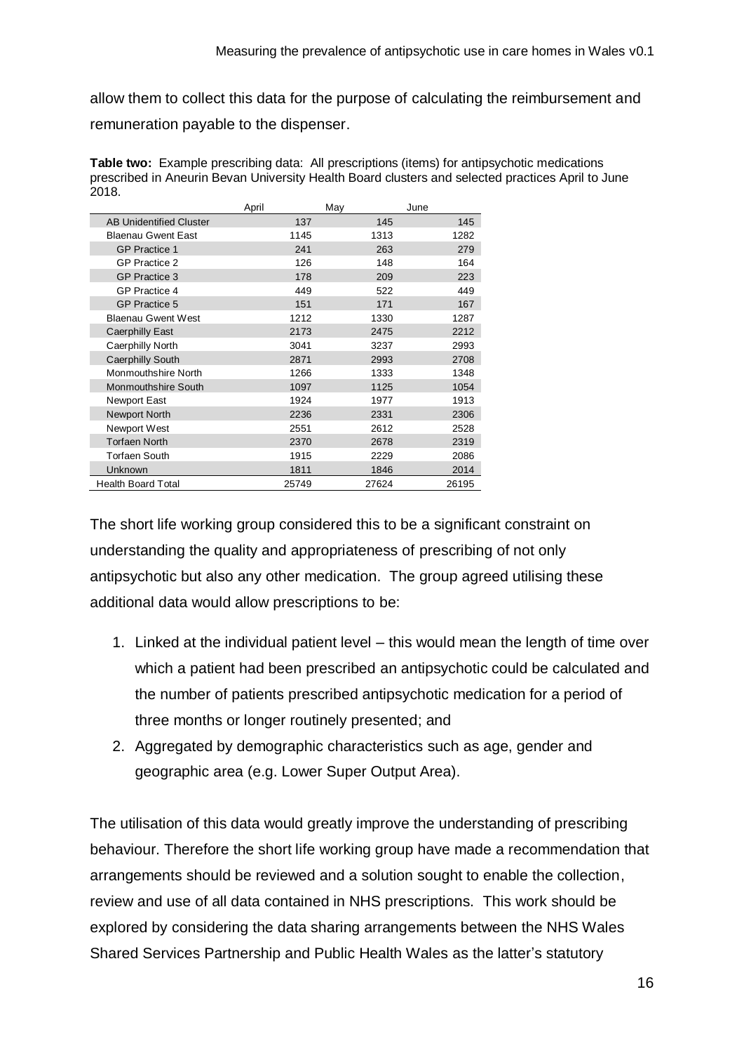allow them to collect this data for the purpose of calculating the reimbursement and remuneration payable to the dispenser.

**Table two:** Example prescribing data: All prescriptions (items) for antipsychotic medications prescribed in Aneurin Bevan University Health Board clusters and selected practices April to June 2018.

| | April | May | June |
|---|---|---|---|
| AB Unidentified Cluster | 137 | 145 | 145 |
| Blaenau Gwent East | 1145 | 1313 | 1282 |
| GP Practice 1 | 241 | 263 | 279 |
| GP Practice 2 | 126 | 148 | 164 |
| GP Practice 3 | 178 | 209 | 223 |
| GP Practice 4 | 449 | 522 | 449 |
| GP Practice 5 | 151 | 171 | 167 |
| Blaenau Gwent West | 1212 | 1330 | 1287 |
| Caerphilly East | 2173 | 2475 | 2212 |
| Caerphilly North | 3041 | 3237 | 2993 |
| Caerphilly South | 2871 | 2993 | 2708 |
| Monmouthshire North | 1266 | 1333 | 1348 |
| Monmouthshire South | 1097 | 1125 | 1054 |
| Newport East | 1924 | 1977 | 1913 |
| Newport North | 2236 | 2331 | 2306 |
| Newport West | 2551 | 2612 | 2528 |
| Torfaen North | 2370 | 2678 | 2319 |
| Torfaen South | 1915 | 2229 | 2086 |
| Unknown | 1811 | 1846 | 2014 |
| Health Board Total | 25749 | 27624 | 26195 |

The short life working group considered this to be a significant constraint on understanding the quality and appropriateness of prescribing of not only antipsychotic but also any other medication. The group agreed utilising these additional data would allow prescriptions to be:

1. Linked at the individual patient level – this would mean the length of time over which a patient had been prescribed an antipsychotic could be calculated and the number of patients prescribed antipsychotic medication for a period of three months or longer routinely presented; and
2. Aggregated by demographic characteristics such as age, gender and geographic area (e.g. Lower Super Output Area).

The utilisation of this data would greatly improve the understanding of prescribing behaviour. Therefore the short life working group have made a recommendation that arrangements should be reviewed and a solution sought to enable the collection, review and use of all data contained in NHS prescriptions. This work should be explored by considering the data sharing arrangements between the NHS Wales Shared Services Partnership and Public Health Wales as the latter's statutory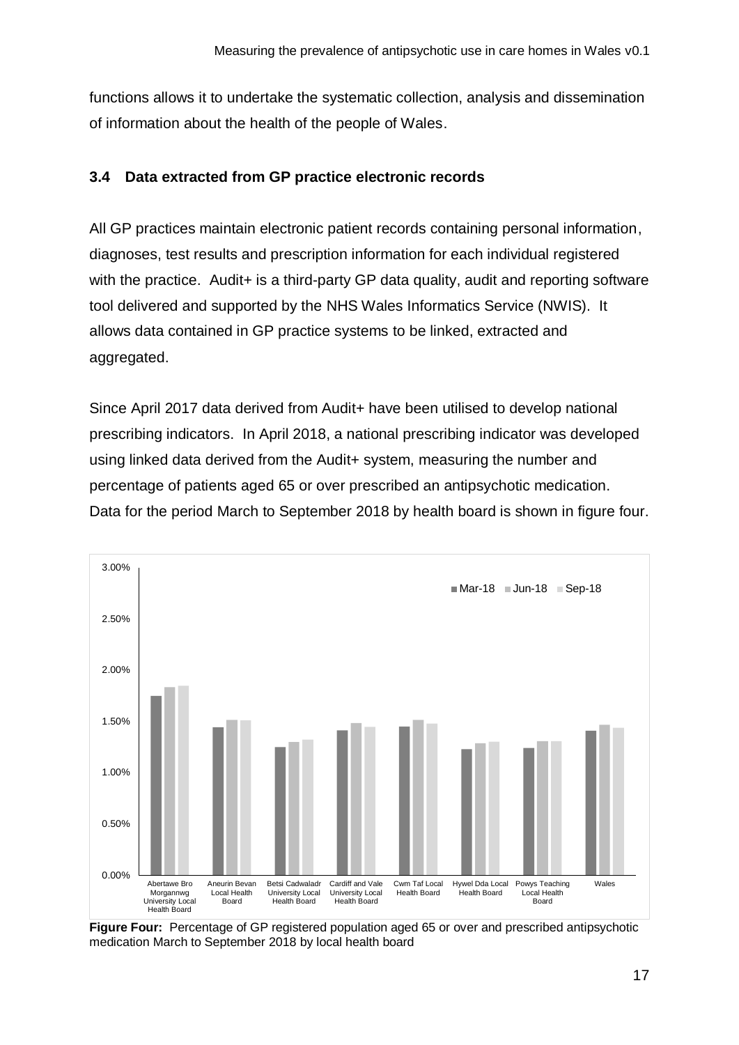functions allows it to undertake the systematic collection, analysis and dissemination of information about the health of the people of Wales.

### 3.4 Data extracted from GP practice electronic records

All GP practices maintain electronic patient records containing personal information, diagnoses, test results and prescription information for each individual registered with the practice. Audit+ is a third-party GP data quality, audit and reporting software tool delivered and supported by the NHS Wales Informatics Service (NWIS). It allows data contained in GP practice systems to be linked, extracted and aggregated.

Since April 2017 data derived from Audit+ have been utilised to develop national prescribing indicators. In April 2018, a national prescribing indicator was developed using linked data derived from the Audit+ system, measuring the number and percentage of patients aged 65 or over prescribed an antipsychotic medication. Data for the period March to September 2018 by health board is shown in figure four.

**Figure Four:** Percentage of GP registered population aged 65 or over and prescribed antipsychotic medication March to September 2018 by local health board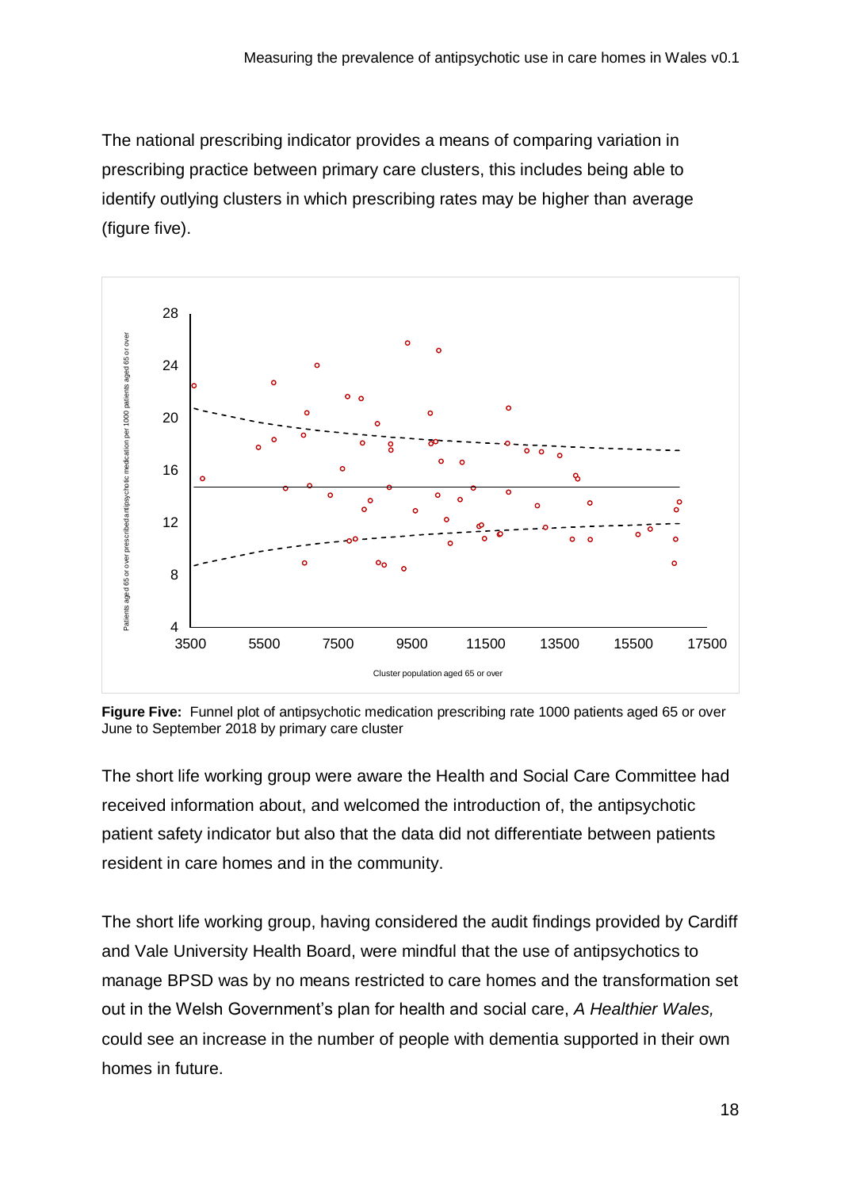The national prescribing indicator provides a means of comparing variation in prescribing practice between primary care clusters, this includes being able to identify outlying clusters in which prescribing rates may be higher than average (figure five).

**Figure Five:** Funnel plot of antipsychotic medication prescribing rate 1000 patients aged 65 or over June to September 2018 by primary care cluster

The short life working group were aware the Health and Social Care Committee had received information about, and welcomed the introduction of, the antipsychotic patient safety indicator but also that the data did not differentiate between patients resident in care homes and in the community.

The short life working group, having considered the audit findings provided by Cardiff and Vale University Health Board, were mindful that the use of antipsychotics to manage BPSD was by no means restricted to care homes and the transformation set out in the Welsh Government's plan for health and social care, *A Healthier Wales,* could see an increase in the number of people with dementia supported in their own homes in future.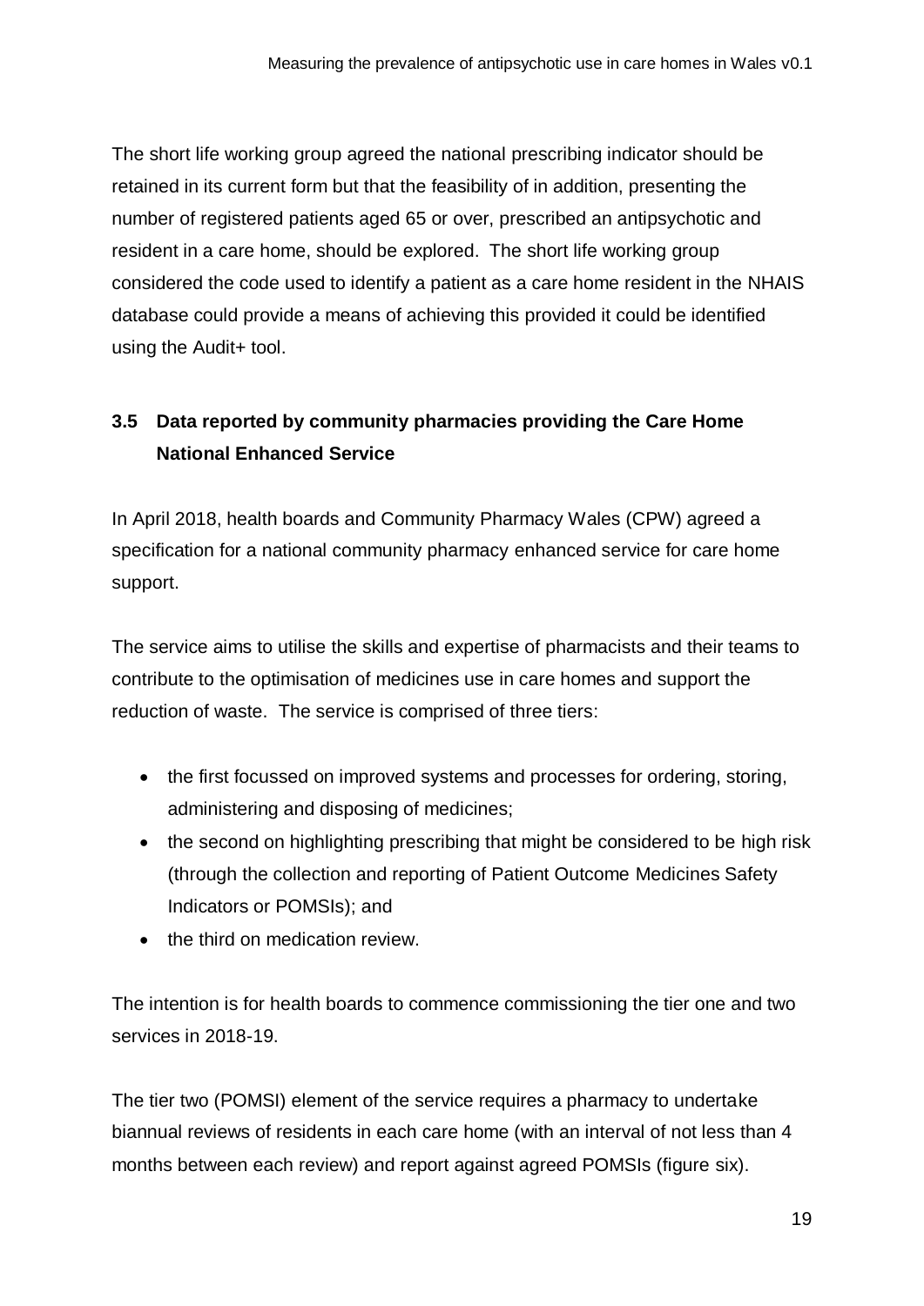The short life working group agreed the national prescribing indicator should be retained in its current form but that the feasibility of in addition, presenting the number of registered patients aged 65 or over, prescribed an antipsychotic and resident in a care home, should be explored. The short life working group considered the code used to identify a patient as a care home resident in the NHAIS database could provide a means of achieving this provided it could be identified using the Audit+ tool.

### 3.5 Data reported by community pharmacies providing the Care Home National Enhanced Service

In April 2018, health boards and Community Pharmacy Wales (CPW) agreed a specification for a national community pharmacy enhanced service for care home support.

The service aims to utilise the skills and expertise of pharmacists and their teams to contribute to the optimisation of medicines use in care homes and support the reduction of waste. The service is comprised of three tiers:

- the first focussed on improved systems and processes for ordering, storing, administering and disposing of medicines;
- the second on highlighting prescribing that might be considered to be high risk (through the collection and reporting of Patient Outcome Medicines Safety Indicators or POMSIs); and
- the third on medication review.

The intention is for health boards to commence commissioning the tier one and two services in 2018-19.

The tier two (POMSI) element of the service requires a pharmacy to undertake biannual reviews of residents in each care home (with an interval of not less than 4 months between each review) and report against agreed POMSIs (figure six).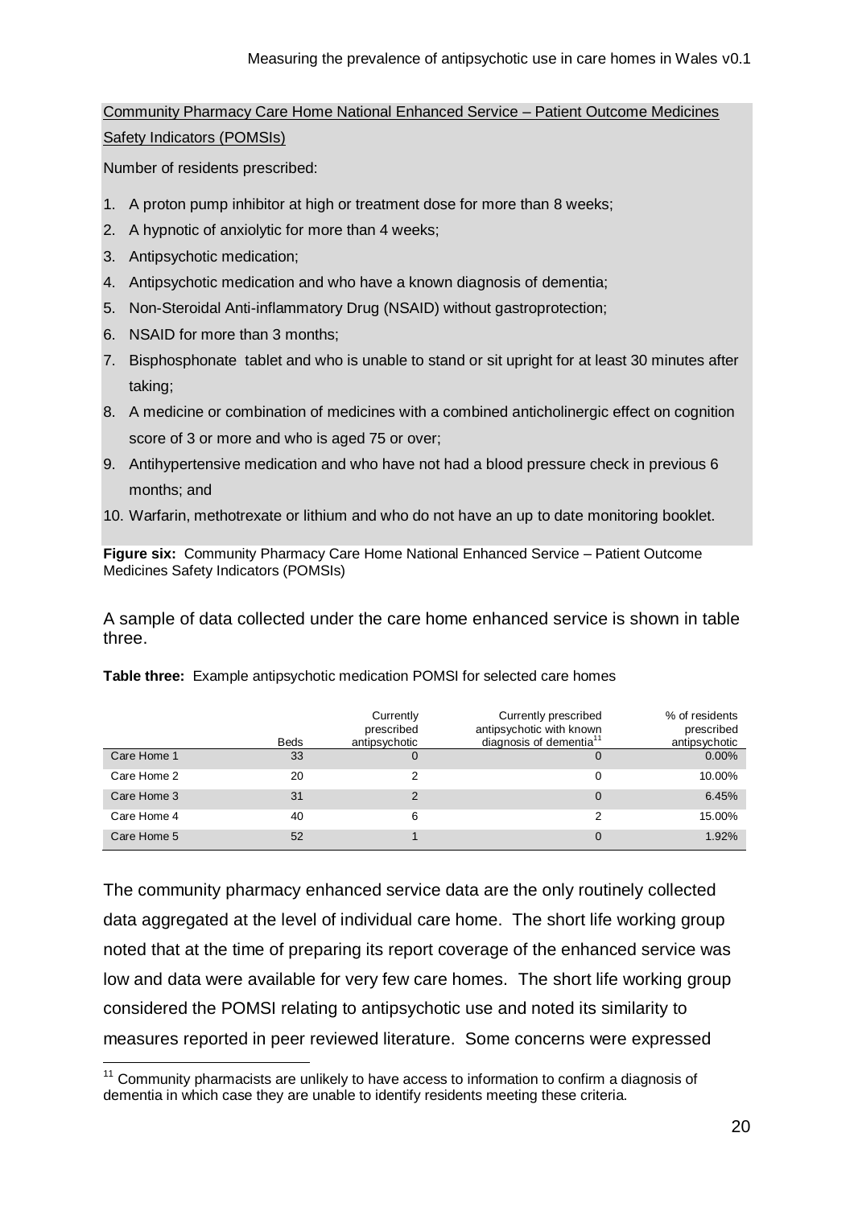<u>Community Pharmacy Care Home National Enhanced Service – Patient Outcome Medicines Safety Indicators (POMSIs)</u>

Number of residents prescribed:

1. A proton pump inhibitor at high or treatment dose for more than 8 weeks;
2. A hypnotic of anxiolytic for more than 4 weeks;
3. Antipsychotic medication;
4. Antipsychotic medication and who have a known diagnosis of dementia;
5. Non-Steroidal Anti-inflammatory Drug (NSAID) without gastroprotection;
6. NSAID for more than 3 months;
7. Bisphosphonate tablet and who is unable to stand or sit upright for at least 30 minutes after taking;
8. A medicine or combination of medicines with a combined anticholinergic effect on cognition score of 3 or more and who is aged 75 or over;
9. Antihypertensive medication and who have not had a blood pressure check in previous 6 months; and
10. Warfarin, methotrexate or lithium and who do not have an up to date monitoring booklet.

**Figure six:** Community Pharmacy Care Home National Enhanced Service – Patient Outcome Medicines Safety Indicators (POMSIs)

A sample of data collected under the care home enhanced service is shown in table three.

**Table three:** Example antipsychotic medication POMSI for selected care homes

| | Beds | Currently prescribed antipsychotic | Currently prescribed antipsychotic with known diagnosis of dementia[11] | % of residents prescribed antipsychotic |
|---|---|---|---|---|
| Care Home 1 | 33 | 0 | 0 | 0.00% |
| Care Home 2 | 20 | 2 | 0 | 10.00% |
| Care Home 3 | 31 | 2 | 0 | 6.45% |
| Care Home 4 | 40 | 6 | 2 | 15.00% |
| Care Home 5 | 52 | 1 | 0 | 1.92% |

The community pharmacy enhanced service data are the only routinely collected data aggregated at the level of individual care home. The short life working group noted that at the time of preparing its report coverage of the enhanced service was low and data were available for very few care homes. The short life working group considered the POMSI relating to antipsychotic use and noted its similarity to measures reported in peer reviewed literature. Some concerns were expressed

[11] Community pharmacists are unlikely to have access to information to confirm a diagnosis of dementia in which case they are unable to identify residents meeting these criteria.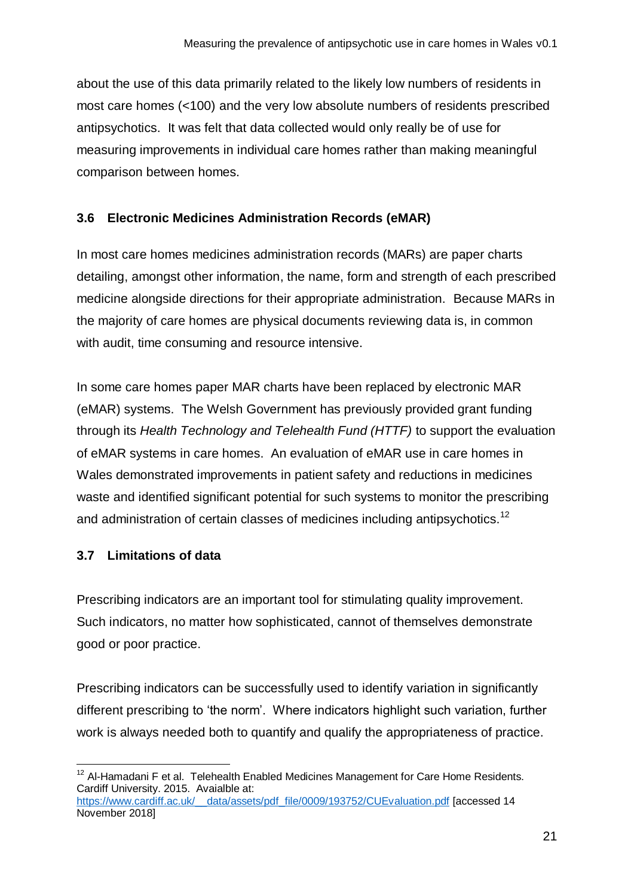about the use of this data primarily related to the likely low numbers of residents in most care homes (<100) and the very low absolute numbers of residents prescribed antipsychotics. It was felt that data collected would only really be of use for measuring improvements in individual care homes rather than making meaningful comparison between homes.

### 3.6 Electronic Medicines Administration Records (eMAR)

In most care homes medicines administration records (MARs) are paper charts detailing, amongst other information, the name, form and strength of each prescribed medicine alongside directions for their appropriate administration. Because MARs in the majority of care homes are physical documents reviewing data is, in common with audit, time consuming and resource intensive.

In some care homes paper MAR charts have been replaced by electronic MAR (eMAR) systems. The Welsh Government has previously provided grant funding through its *Health Technology and Telehealth Fund (HTTF)* to support the evaluation of eMAR systems in care homes. An evaluation of eMAR use in care homes in Wales demonstrated improvements in patient safety and reductions in medicines waste and identified significant potential for such systems to monitor the prescribing and administration of certain classes of medicines including antipsychotics.[12]

### 3.7 Limitations of data

Prescribing indicators are an important tool for stimulating quality improvement. Such indicators, no matter how sophisticated, cannot of themselves demonstrate good or poor practice.

Prescribing indicators can be successfully used to identify variation in significantly different prescribing to 'the norm'. Where indicators highlight such variation, further work is always needed both to quantify and qualify the appropriateness of practice.

---

[12] Al-Hamadani F et al. Telehealth Enabled Medicines Management for Care Home Residents. Cardiff University. 2015. Avaialble at: https://www.cardiff.ac.uk/__data/assets/pdf_file/0009/193752/CUEvaluation.pdf [accessed 14 November 2018]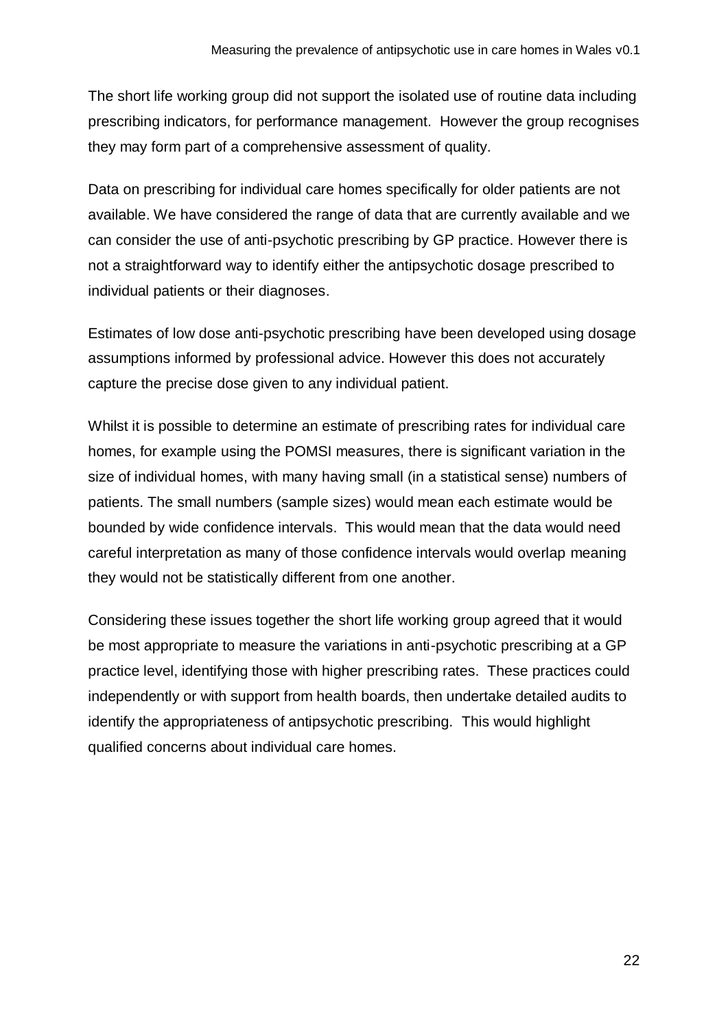The short life working group did not support the isolated use of routine data including prescribing indicators, for performance management. However the group recognises they may form part of a comprehensive assessment of quality.

Data on prescribing for individual care homes specifically for older patients are not available. We have considered the range of data that are currently available and we can consider the use of anti-psychotic prescribing by GP practice. However there is not a straightforward way to identify either the antipsychotic dosage prescribed to individual patients or their diagnoses.

Estimates of low dose anti-psychotic prescribing have been developed using dosage assumptions informed by professional advice. However this does not accurately capture the precise dose given to any individual patient.

Whilst it is possible to determine an estimate of prescribing rates for individual care homes, for example using the POMSI measures, there is significant variation in the size of individual homes, with many having small (in a statistical sense) numbers of patients. The small numbers (sample sizes) would mean each estimate would be bounded by wide confidence intervals. This would mean that the data would need careful interpretation as many of those confidence intervals would overlap meaning they would not be statistically different from one another.

Considering these issues together the short life working group agreed that it would be most appropriate to measure the variations in anti-psychotic prescribing at a GP practice level, identifying those with higher prescribing rates. These practices could independently or with support from health boards, then undertake detailed audits to identify the appropriateness of antipsychotic prescribing. This would highlight qualified concerns about individual care homes.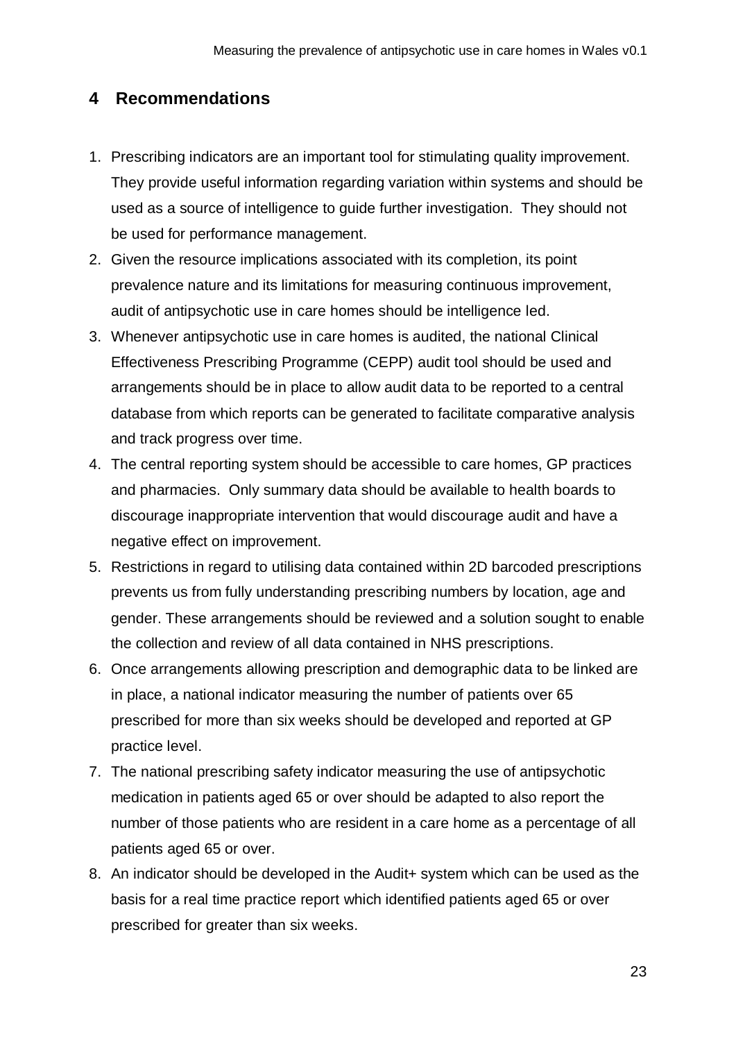## 4 Recommendations

1. Prescribing indicators are an important tool for stimulating quality improvement. They provide useful information regarding variation within systems and should be used as a source of intelligence to guide further investigation. They should not be used for performance management.
2. Given the resource implications associated with its completion, its point prevalence nature and its limitations for measuring continuous improvement, audit of antipsychotic use in care homes should be intelligence led.
3. Whenever antipsychotic use in care homes is audited, the national Clinical Effectiveness Prescribing Programme (CEPP) audit tool should be used and arrangements should be in place to allow audit data to be reported to a central database from which reports can be generated to facilitate comparative analysis and track progress over time.
4. The central reporting system should be accessible to care homes, GP practices and pharmacies. Only summary data should be available to health boards to discourage inappropriate intervention that would discourage audit and have a negative effect on improvement.
5. Restrictions in regard to utilising data contained within 2D barcoded prescriptions prevents us from fully understanding prescribing numbers by location, age and gender. These arrangements should be reviewed and a solution sought to enable the collection and review of all data contained in NHS prescriptions.
6. Once arrangements allowing prescription and demographic data to be linked are in place, a national indicator measuring the number of patients over 65 prescribed for more than six weeks should be developed and reported at GP practice level.
7. The national prescribing safety indicator measuring the use of antipsychotic medication in patients aged 65 or over should be adapted to also report the number of those patients who are resident in a care home as a percentage of all patients aged 65 or over.
8. An indicator should be developed in the Audit+ system which can be used as the basis for a real time practice report which identified patients aged 65 or over prescribed for greater than six weeks.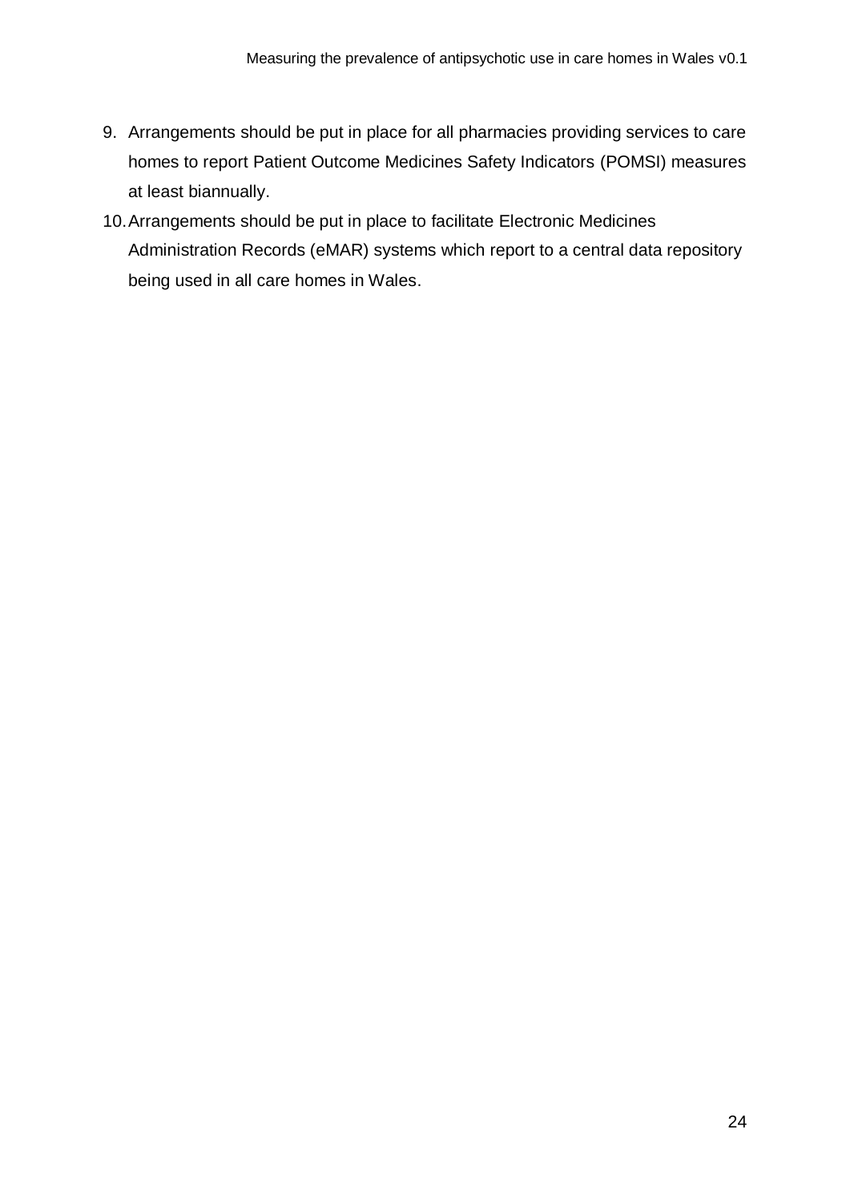9. Arrangements should be put in place for all pharmacies providing services to care homes to report Patient Outcome Medicines Safety Indicators (POMSI) measures at least biannually.
10. Arrangements should be put in place to facilitate Electronic Medicines Administration Records (eMAR) systems which report to a central data repository being used in all care homes in Wales.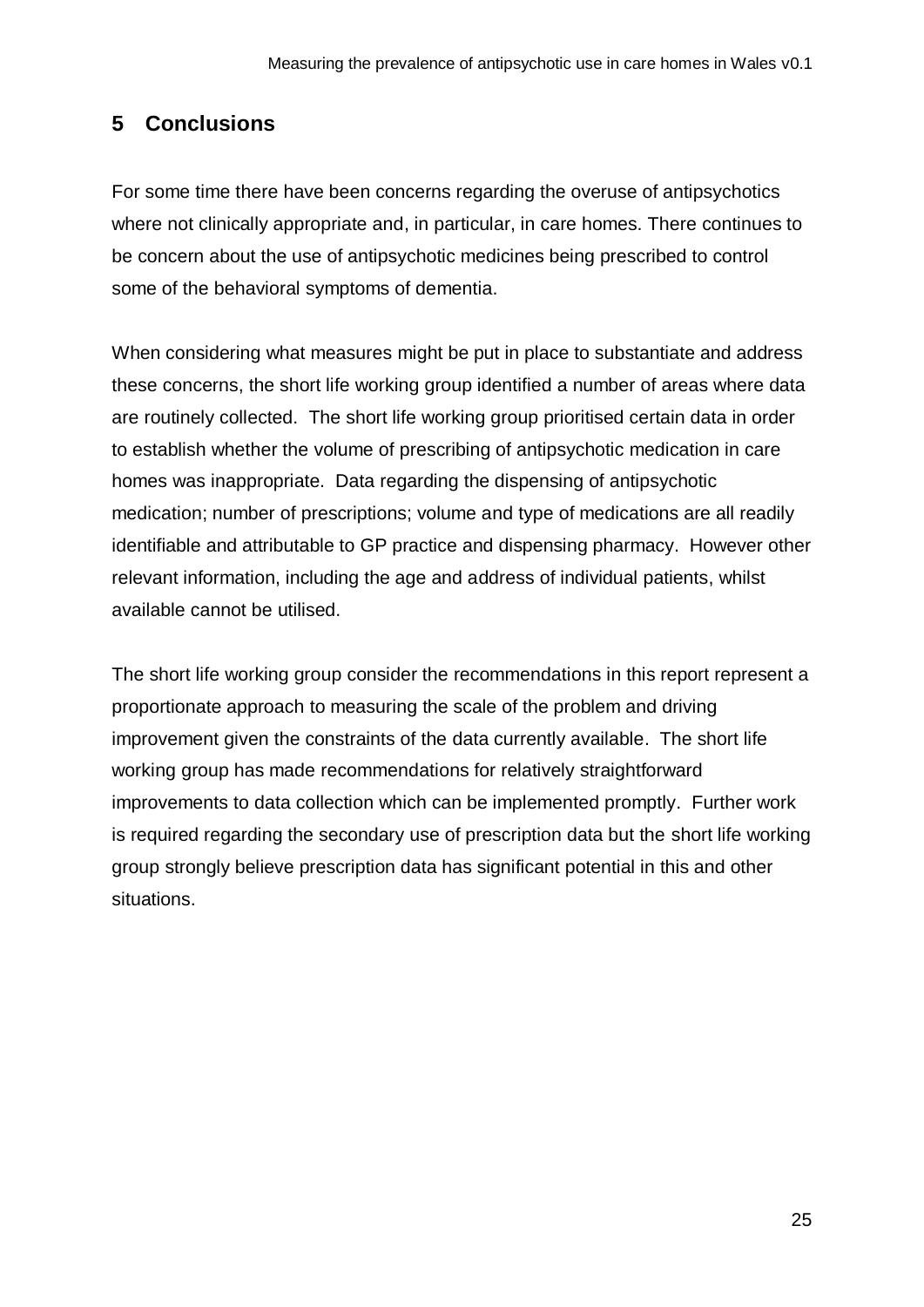# 5 Conclusions

For some time there have been concerns regarding the overuse of antipsychotics where not clinically appropriate and, in particular, in care homes. There continues to be concern about the use of antipsychotic medicines being prescribed to control some of the behavioral symptoms of dementia.

When considering what measures might be put in place to substantiate and address these concerns, the short life working group identified a number of areas where data are routinely collected. The short life working group prioritised certain data in order to establish whether the volume of prescribing of antipsychotic medication in care homes was inappropriate. Data regarding the dispensing of antipsychotic medication; number of prescriptions; volume and type of medications are all readily identifiable and attributable to GP practice and dispensing pharmacy. However other relevant information, including the age and address of individual patients, whilst available cannot be utilised.

The short life working group consider the recommendations in this report represent a proportionate approach to measuring the scale of the problem and driving improvement given the constraints of the data currently available. The short life working group has made recommendations for relatively straightforward improvements to data collection which can be implemented promptly. Further work is required regarding the secondary use of prescription data but the short life working group strongly believe prescription data has significant potential in this and other situations.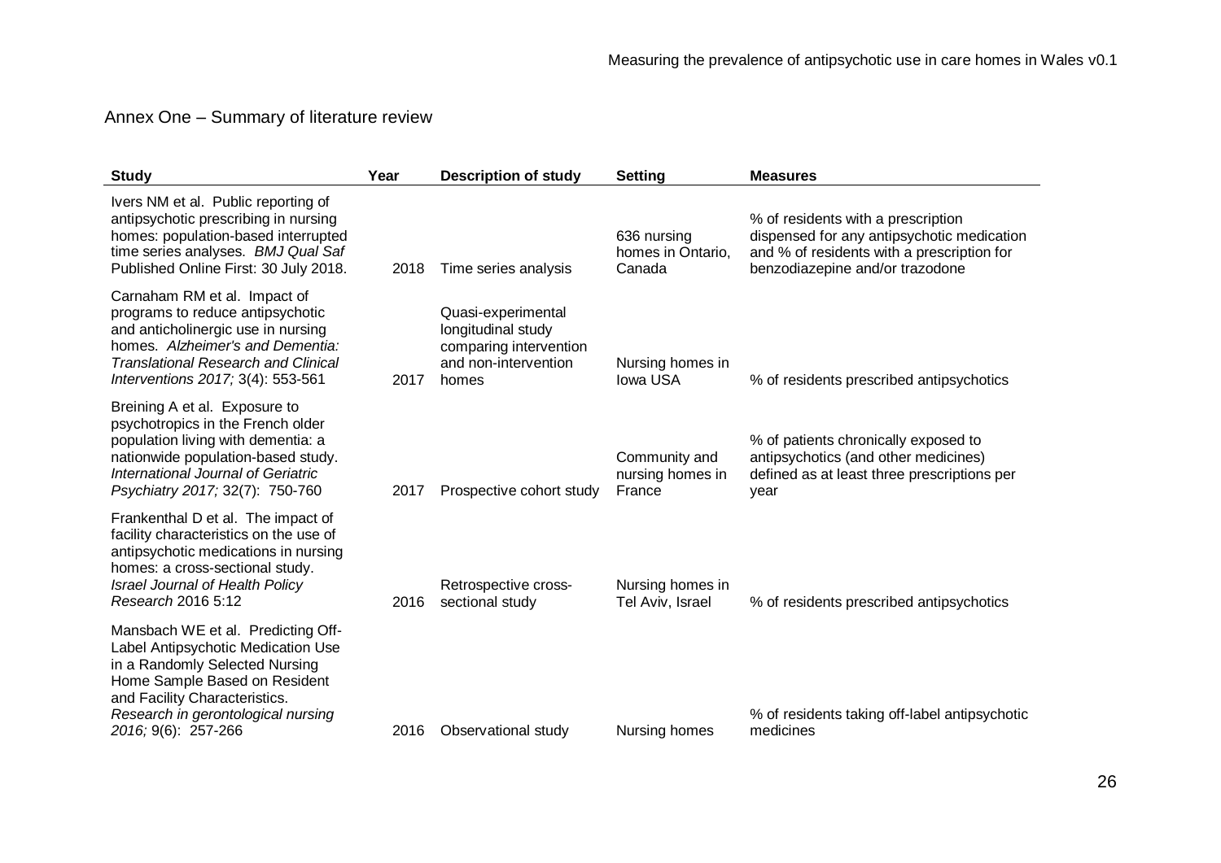## Annex One – Summary of literature review

| Study | Year | Description of study | Setting | Measures |
|---|---|---|---|---|
| Ivers NM et al. Public reporting of antipsychotic prescribing in nursing homes: population-based interrupted time series analyses. *BMJ Qual Saf* Published Online First: 30 July 2018. | 2018 | Time series analysis | 636 nursing homes in Ontario, Canada | % of residents with a prescription dispensed for any antipsychotic medication and % of residents with a prescription for benzodiazepine and/or trazodone |
| Carnaham RM et al. Impact of programs to reduce antipsychotic and anticholinergic use in nursing homes. *Alzheimer's and Dementia: Translational Research and Clinical Interventions 2017;* 3(4): 553-561 | 2017 | Quasi-experimental longitudinal study comparing intervention and non-intervention homes | Nursing homes in Iowa USA | % of residents prescribed antipsychotics |
| Breining A et al. Exposure to psychotropics in the French older population living with dementia: a nationwide population-based study. *International Journal of Geriatric Psychiatry 2017;* 32(7): 750-760 | 2017 | Prospective cohort study | Community and nursing homes in France | % of patients chronically exposed to antipsychotics (and other medicines) defined as at least three prescriptions per year |
| Frankenthal D et al. The impact of facility characteristics on the use of antipsychotic medications in nursing homes: a cross-sectional study. *Israel Journal of Health Policy Research* 2016 5:12 | 2016 | Retrospective cross-sectional study | Nursing homes in Tel Aviv, Israel | % of residents prescribed antipsychotics |
| Mansbach WE et al. Predicting Off-Label Antipsychotic Medication Use in a Randomly Selected Nursing Home Sample Based on Resident and Facility Characteristics. *Research in gerontological nursing 2016;* 9(6): 257-266 | 2016 | Observational study | Nursing homes | % of residents taking off-label antipsychotic medicines |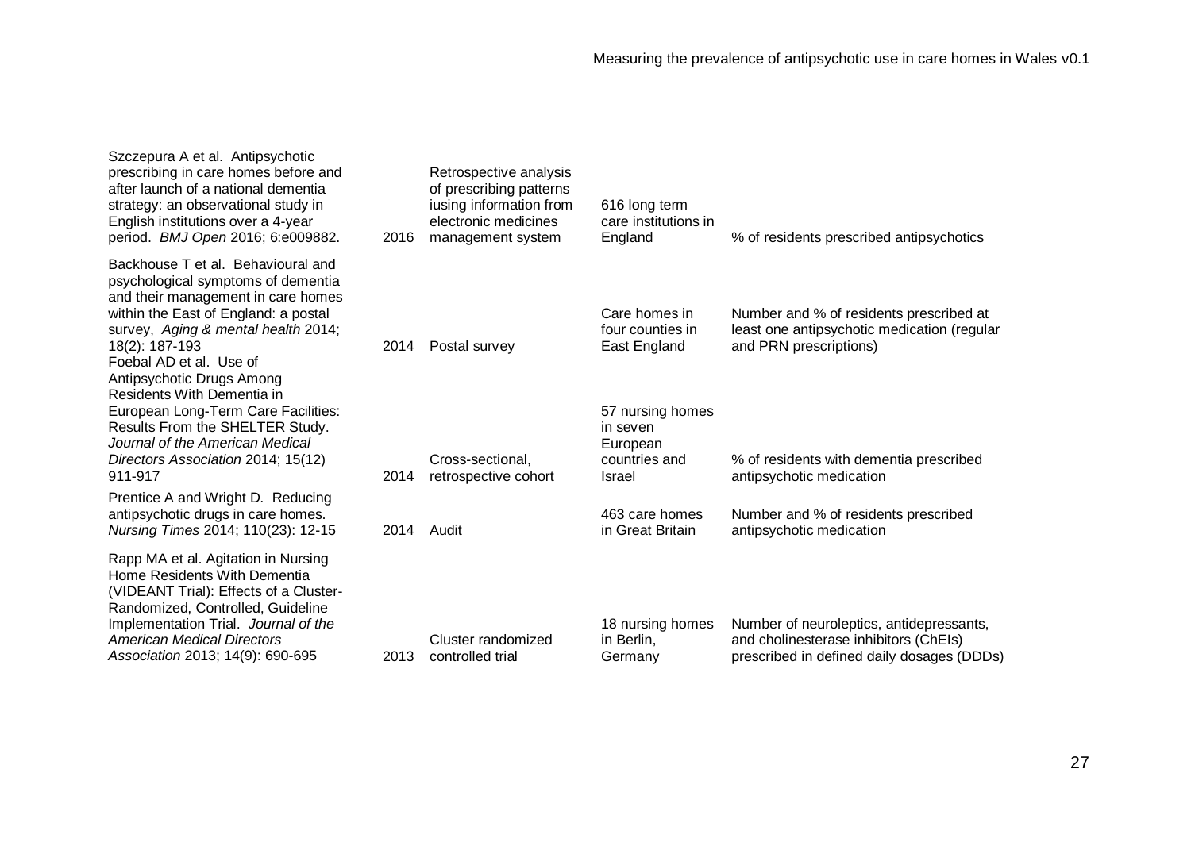| | | | | |
|---|---|---|---|---|
| Szczepura A et al. Antipsychotic prescribing in care homes before and after launch of a national dementia strategy: an observational study in English institutions over a 4-year period. *BMJ Open* 2016; 6:e009882. | 2016 | Retrospective analysis of prescribing patterns iusing information from electronic medicines management system | 616 long term care institutions in England | % of residents prescribed antipsychotics |
| Backhouse T et al. Behavioural and psychological symptoms of dementia and their management in care homes within the East of England: a postal survey, *Aging & mental health* 2014; 18(2): 187-193 | 2014 | Postal survey | Care homes in four counties in East England | Number and % of residents prescribed at least one antipsychotic medication (regular and PRN prescriptions) |
| Foebal AD et al. Use of Antipsychotic Drugs Among Residents With Dementia in European Long-Term Care Facilities: Results From the SHELTER Study. *Journal of the American Medical Directors Association* 2014; 15(12) 911-917 | 2014 | Cross-sectional, retrospective cohort | 57 nursing homes in seven European countries and Israel | % of residents with dementia prescribed antipsychotic medication |
| Prentice A and Wright D. Reducing antipsychotic drugs in care homes. *Nursing Times* 2014; 110(23): 12-15 | 2014 | Audit | 463 care homes in Great Britain | Number and % of residents prescribed antipsychotic medication |
| Rapp MA et al. Agitation in Nursing Home Residents With Dementia (VIDEANT Trial): Effects of a Cluster-Randomized, Controlled, Guideline Implementation Trial. *Journal of the American Medical Directors Association* 2013; 14(9): 690-695 | 2013 | Cluster randomized controlled trial | 18 nursing homes in Berlin, Germany | Number of neuroleptics, antidepressants, and cholinesterase inhibitors (ChEIs) prescribed in defined daily dosages (DDDs) |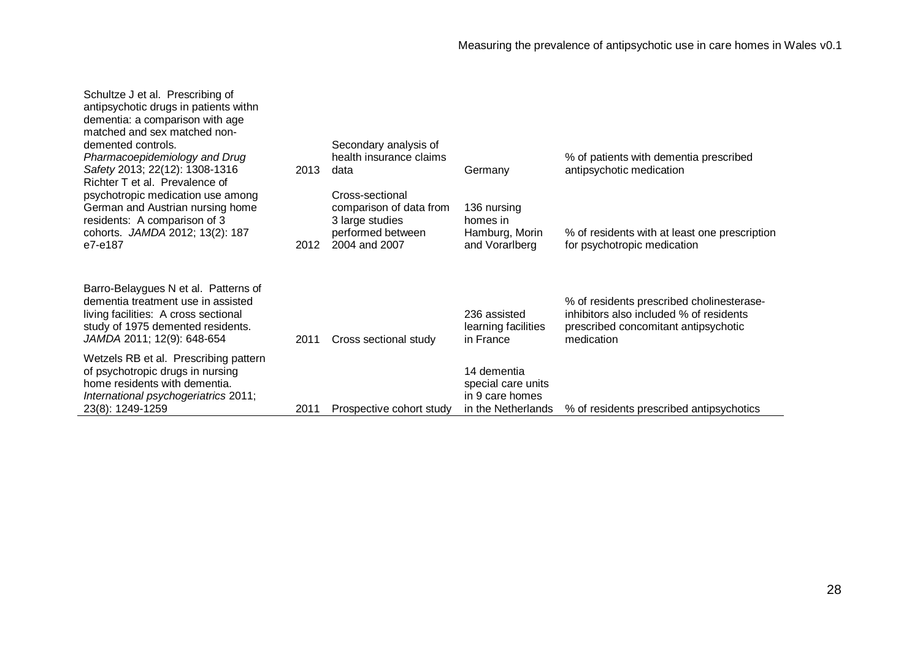| | | | | |
|---|---|---|---|---|
| Schultze J et al. Prescribing of antipsychotic drugs in patients withn dementia: a comparison with age matched and sex matched non-demented controls. *Pharmacoepidemiology and Drug Safety* 2013; 22(12): 1308-1316 | 2013 | Secondary analysis of health insurance claims data | Germany | % of patients with dementia prescribed antipsychotic medication |
| Richter T et al. Prevalence of psychotropic medication use among German and Austrian nursing home residents: A comparison of 3 cohorts. *JAMDA* 2012; 13(2): 187 e7-e187 | 2012 | Cross-sectional comparison of data from 3 large studies performed between 2004 and 2007 | 136 nursing homes in Hamburg, Morin and Vorarlberg | % of residents with at least one prescription for psychotropic medication |
| Barro-Belaygues N et al. Patterns of dementia treatment use in assisted living facilities: A cross sectional study of 1975 demented residents. *JAMDA* 2011; 12(9): 648-654 | 2011 | Cross sectional study | 236 assisted learning facilities in France | % of residents prescribed cholinesterase-inhibitors also included % of residents prescribed concomitant antipsychotic medication |
| Wetzels RB et al. Prescribing pattern of psychotropic drugs in nursing home residents with dementia. *International psychogeriatrics* 2011; 23(8): 1249-1259 | 2011 | Prospective cohort study | 14 dementia special care units in 9 care homes in the Netherlands | % of residents prescribed antipsychotics |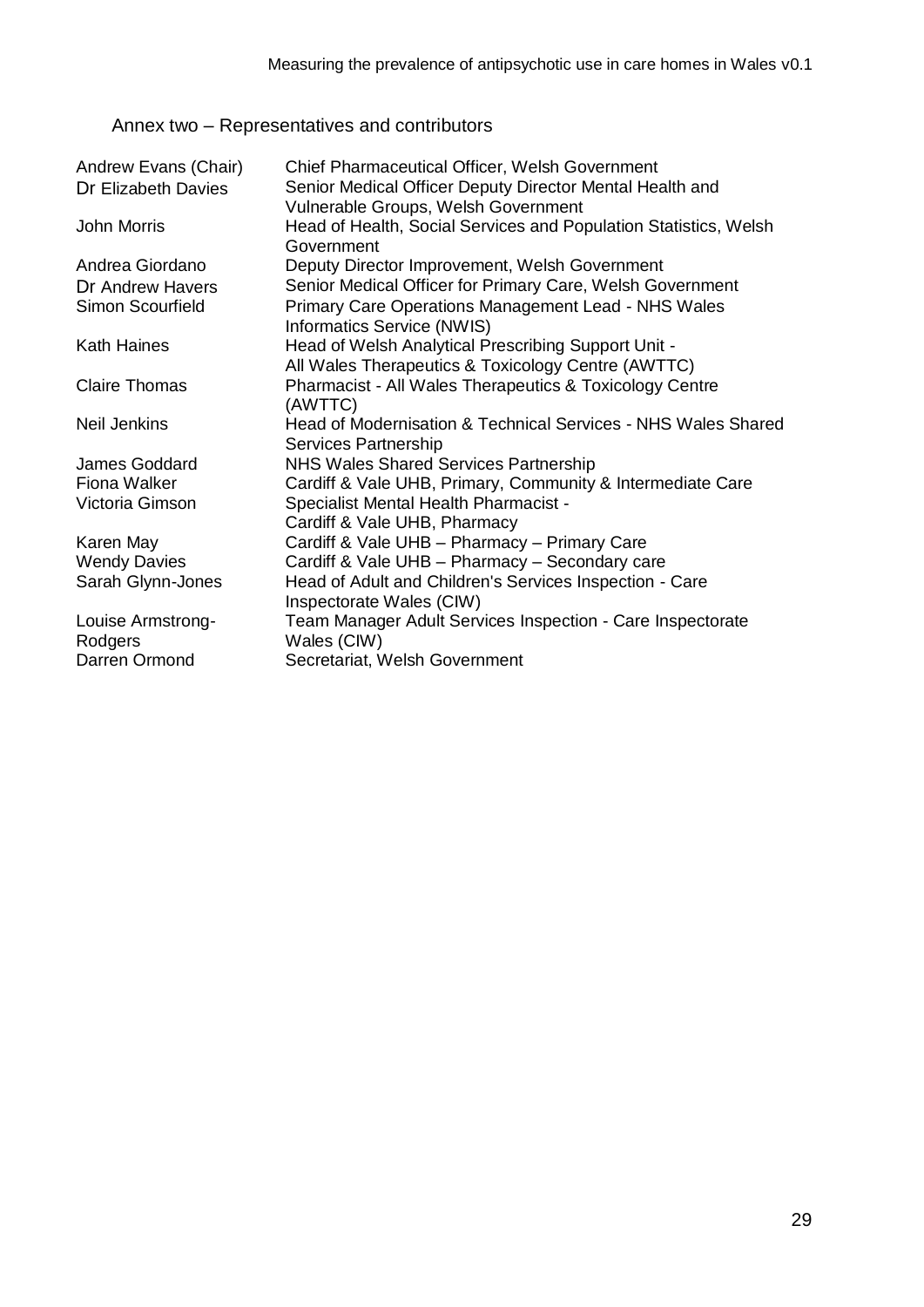## Annex two – Representatives and contributors

| | |
|---|---|
| Andrew Evans (Chair) | Chief Pharmaceutical Officer, Welsh Government |
| Dr Elizabeth Davies | Senior Medical Officer Deputy Director Mental Health and Vulnerable Groups, Welsh Government |
| John Morris | Head of Health, Social Services and Population Statistics, Welsh Government |
| Andrea Giordano | Deputy Director Improvement, Welsh Government |
| Dr Andrew Havers | Senior Medical Officer for Primary Care, Welsh Government |
| Simon Scourfield | Primary Care Operations Management Lead - NHS Wales Informatics Service (NWIS) |
| Kath Haines | Head of Welsh Analytical Prescribing Support Unit - All Wales Therapeutics & Toxicology Centre (AWTTC) |
| Claire Thomas | Pharmacist - All Wales Therapeutics & Toxicology Centre (AWTTC) |
| Neil Jenkins | Head of Modernisation & Technical Services - NHS Wales Shared Services Partnership |
| James Goddard | NHS Wales Shared Services Partnership |
| Fiona Walker | Cardiff & Vale UHB, Primary, Community & Intermediate Care |
| Victoria Gimson | Specialist Mental Health Pharmacist - Cardiff & Vale UHB, Pharmacy |
| Karen May | Cardiff & Vale UHB – Pharmacy – Primary Care |
| Wendy Davies | Cardiff & Vale UHB – Pharmacy – Secondary care |
| Sarah Glynn-Jones | Head of Adult and Children's Services Inspection - Care Inspectorate Wales (CIW) |
| Louise Armstrong-Rodgers | Team Manager Adult Services Inspection - Care Inspectorate Wales (CIW) |
| Darren Ormond | Secretariat, Welsh Government |